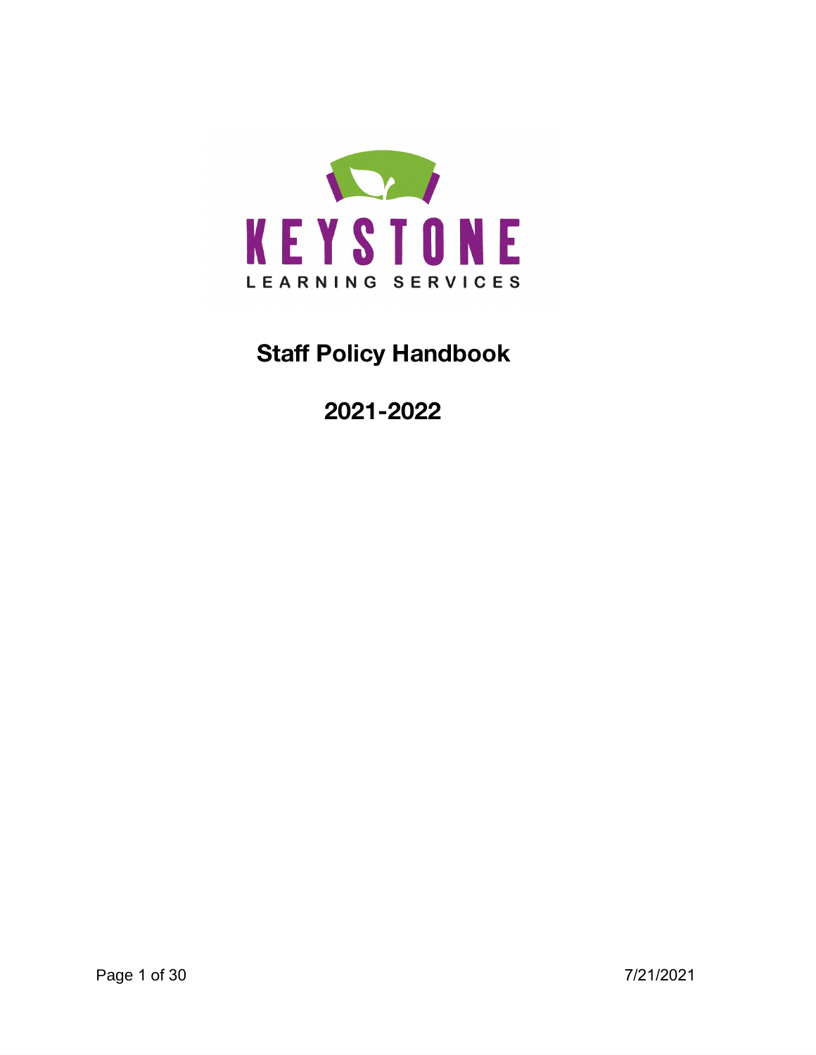KEYSTONE

LEARNING SERVICES

# Staff Policy Handbook

# 2021-2022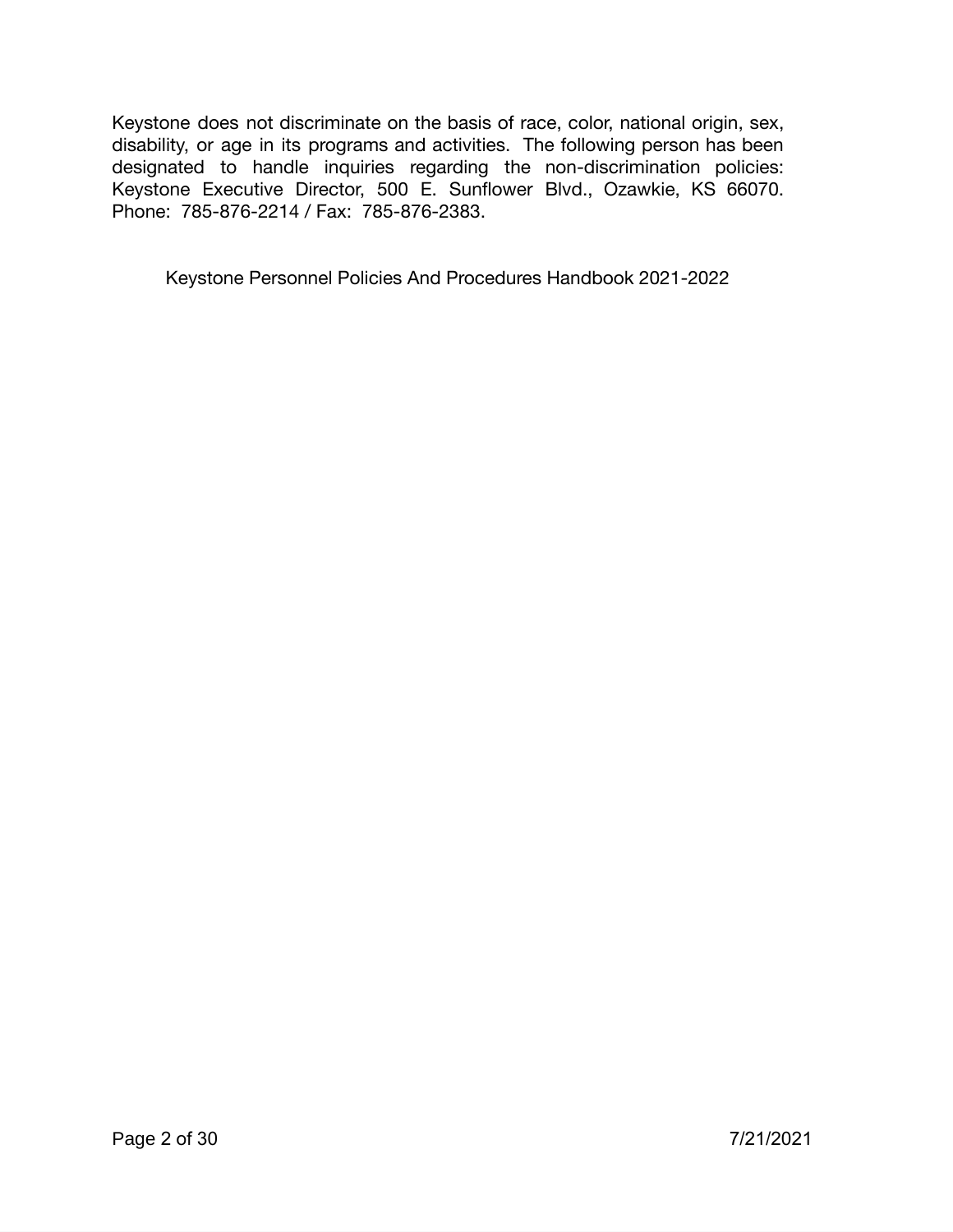Keystone does not discriminate on the basis of race, color, national origin, sex, disability, or age in its programs and activities. The following person has been designated to handle inquiries regarding the non-discrimination policies: Keystone Executive Director, 500 E. Sunflower Blvd., Ozawkie, KS 66070. Phone: 785-876-2214 / Fax: 785-876-2383.

Keystone Personnel Policies And Procedures Handbook 2021-2022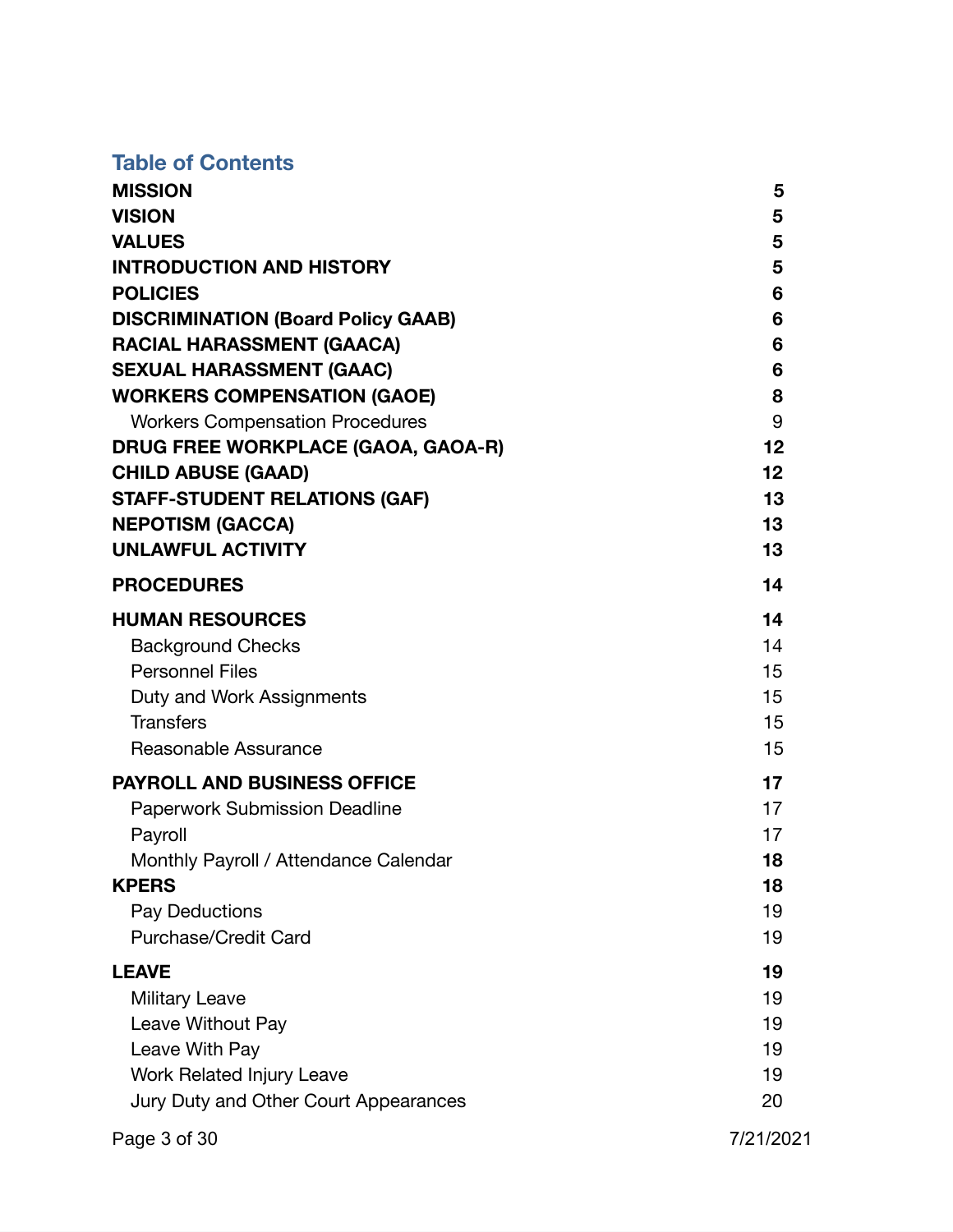## Table of Contents

| | |
|---|---|
| **MISSION** | **5** |
| **VISION** | **5** |
| **VALUES** | **5** |
| **INTRODUCTION AND HISTORY** | **5** |
| **POLICIES** | **6** |
| **DISCRIMINATION (Board Policy GAAB)** | **6** |
| **RACIAL HARASSMENT (GAACA)** | **6** |
| **SEXUAL HARASSMENT (GAAC)** | **6** |
| **WORKERS COMPENSATION (GAOE)** | **8** |
| Workers Compensation Procedures | 9 |
| **DRUG FREE WORKPLACE (GAOA, GAOA-R)** | **12** |
| **CHILD ABUSE (GAAD)** | **12** |
| **STAFF-STUDENT RELATIONS (GAF)** | **13** |
| **NEPOTISM (GACCA)** | **13** |
| **UNLAWFUL ACTIVITY** | **13** |
| **PROCEDURES** | **14** |
| **HUMAN RESOURCES** | **14** |
| Background Checks | 14 |
| Personnel Files | 15 |
| Duty and Work Assignments | 15 |
| Transfers | 15 |
| Reasonable Assurance | 15 |
| **PAYROLL AND BUSINESS OFFICE** | **17** |
| Paperwork Submission Deadline | 17 |
| Payroll | 17 |
| Monthly Payroll / Attendance Calendar | **18** |
| **KPERS** | **18** |
| Pay Deductions | 19 |
| Purchase/Credit Card | 19 |
| **LEAVE** | **19** |
| Military Leave | 19 |
| Leave Without Pay | 19 |
| Leave With Pay | 19 |
| Work Related Injury Leave | 19 |
| Jury Duty and Other Court Appearances | 20 |

7/21/2021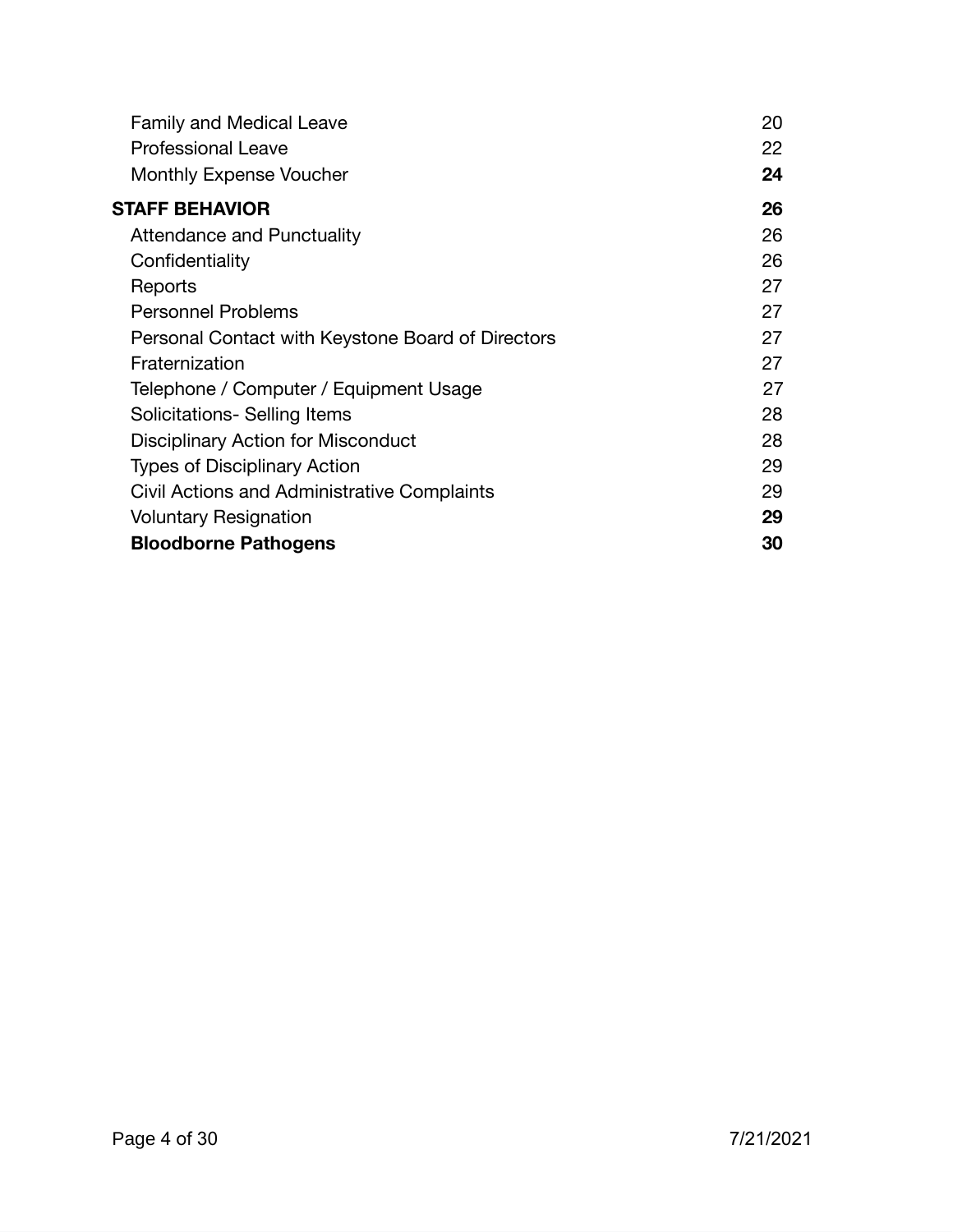| | |
|---|---|
| Family and Medical Leave | 20 |
| Professional Leave | 22 |
| Monthly Expense Voucher | **24** |
| **STAFF BEHAVIOR** | **26** |
| Attendance and Punctuality | 26 |
| Confidentiality | 26 |
| Reports | 27 |
| Personnel Problems | 27 |
| Personal Contact with Keystone Board of Directors | 27 |
| Fraternization | 27 |
| Telephone / Computer / Equipment Usage | 27 |
| Solicitations- Selling Items | 28 |
| Disciplinary Action for Misconduct | 28 |
| Types of Disciplinary Action | 29 |
| Civil Actions and Administrative Complaints | 29 |
| Voluntary Resignation | **29** |
| **Bloodborne Pathogens** | **30** |

7/21/2021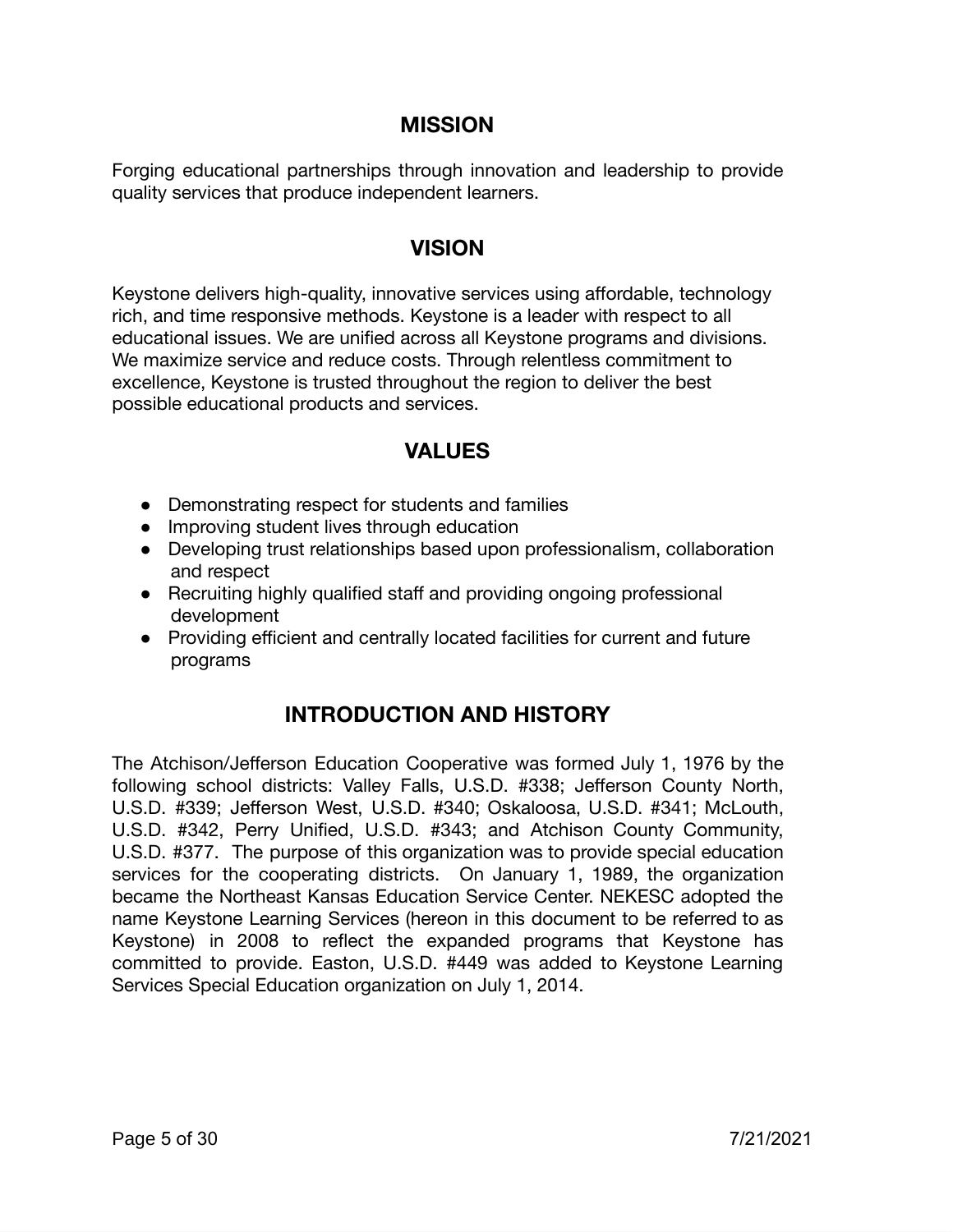## MISSION

Forging educational partnerships through innovation and leadership to provide quality services that produce independent learners.

## VISION

Keystone delivers high-quality, innovative services using affordable, technology rich, and time responsive methods. Keystone is a leader with respect to all educational issues. We are unified across all Keystone programs and divisions. We maximize service and reduce costs. Through relentless commitment to excellence, Keystone is trusted throughout the region to deliver the best possible educational products and services.

## VALUES

- Demonstrating respect for students and families
- Improving student lives through education
- Developing trust relationships based upon professionalism, collaboration and respect
- Recruiting highly qualified staff and providing ongoing professional development
- Providing efficient and centrally located facilities for current and future programs

## INTRODUCTION AND HISTORY

The Atchison/Jefferson Education Cooperative was formed July 1, 1976 by the following school districts: Valley Falls, U.S.D. #338; Jefferson County North, U.S.D. #339; Jefferson West, U.S.D. #340; Oskaloosa, U.S.D. #341; McLouth, U.S.D. #342, Perry Unified, U.S.D. #343; and Atchison County Community, U.S.D. #377. The purpose of this organization was to provide special education services for the cooperating districts. On January 1, 1989, the organization became the Northeast Kansas Education Service Center. NEKESC adopted the name Keystone Learning Services (hereon in this document to be referred to as Keystone) in 2008 to reflect the expanded programs that Keystone has committed to provide. Easton, U.S.D. #449 was added to Keystone Learning Services Special Education organization on July 1, 2014.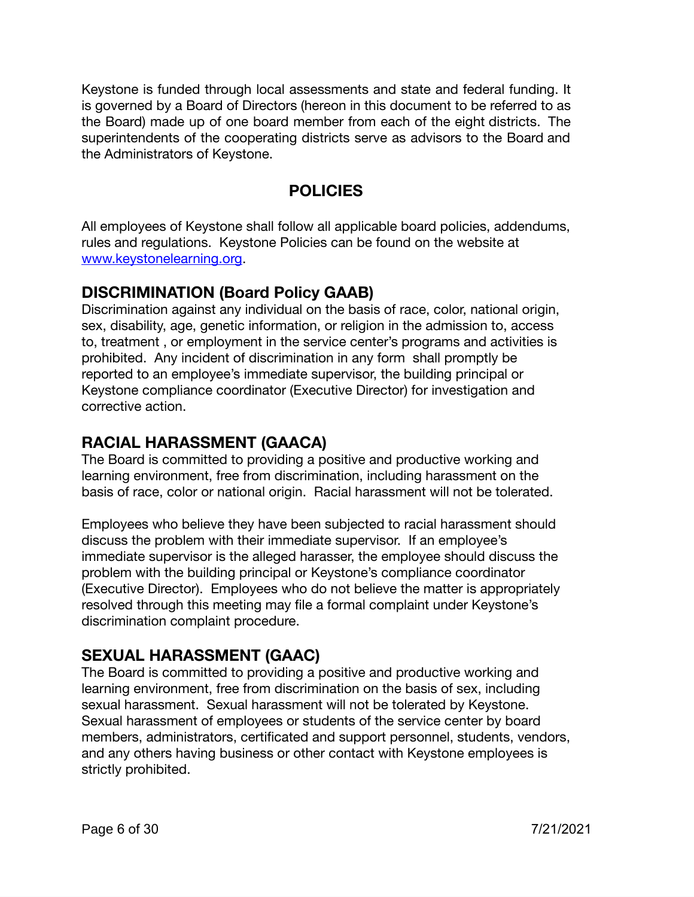Keystone is funded through local assessments and state and federal funding. It is governed by a Board of Directors (hereon in this document to be referred to as the Board) made up of one board member from each of the eight districts. The superintendents of the cooperating districts serve as advisors to the Board and the Administrators of Keystone.

## POLICIES

All employees of Keystone shall follow all applicable board policies, addendums, rules and regulations. Keystone Policies can be found on the website at [www.keystonelearning.org](http://www.keystonelearning.org).

### DISCRIMINATION (Board Policy GAAB)

Discrimination against any individual on the basis of race, color, national origin, sex, disability, age, genetic information, or religion in the admission to, access to, treatment , or employment in the service center's programs and activities is prohibited. Any incident of discrimination in any form shall promptly be reported to an employee's immediate supervisor, the building principal or Keystone compliance coordinator (Executive Director) for investigation and corrective action.

### RACIAL HARASSMENT (GAACA)

The Board is committed to providing a positive and productive working and learning environment, free from discrimination, including harassment on the basis of race, color or national origin. Racial harassment will not be tolerated.

Employees who believe they have been subjected to racial harassment should discuss the problem with their immediate supervisor. If an employee's immediate supervisor is the alleged harasser, the employee should discuss the problem with the building principal or Keystone's compliance coordinator (Executive Director). Employees who do not believe the matter is appropriately resolved through this meeting may file a formal complaint under Keystone's discrimination complaint procedure.

### SEXUAL HARASSMENT (GAAC)

The Board is committed to providing a positive and productive working and learning environment, free from discrimination on the basis of sex, including sexual harassment. Sexual harassment will not be tolerated by Keystone. Sexual harassment of employees or students of the service center by board members, administrators, certificated and support personnel, students, vendors, and any others having business or other contact with Keystone employees is strictly prohibited.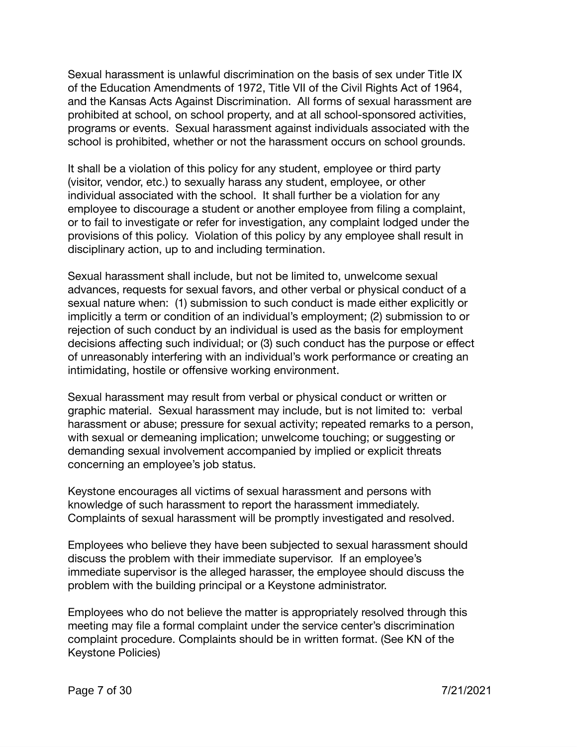Sexual harassment is unlawful discrimination on the basis of sex under Title IX of the Education Amendments of 1972, Title VII of the Civil Rights Act of 1964, and the Kansas Acts Against Discrimination. All forms of sexual harassment are prohibited at school, on school property, and at all school-sponsored activities, programs or events. Sexual harassment against individuals associated with the school is prohibited, whether or not the harassment occurs on school grounds.

It shall be a violation of this policy for any student, employee or third party (visitor, vendor, etc.) to sexually harass any student, employee, or other individual associated with the school. It shall further be a violation for any employee to discourage a student or another employee from filing a complaint, or to fail to investigate or refer for investigation, any complaint lodged under the provisions of this policy. Violation of this policy by any employee shall result in disciplinary action, up to and including termination.

Sexual harassment shall include, but not be limited to, unwelcome sexual advances, requests for sexual favors, and other verbal or physical conduct of a sexual nature when: (1) submission to such conduct is made either explicitly or implicitly a term or condition of an individual's employment; (2) submission to or rejection of such conduct by an individual is used as the basis for employment decisions affecting such individual; or (3) such conduct has the purpose or effect of unreasonably interfering with an individual's work performance or creating an intimidating, hostile or offensive working environment.

Sexual harassment may result from verbal or physical conduct or written or graphic material. Sexual harassment may include, but is not limited to: verbal harassment or abuse; pressure for sexual activity; repeated remarks to a person, with sexual or demeaning implication; unwelcome touching; or suggesting or demanding sexual involvement accompanied by implied or explicit threats concerning an employee's job status.

Keystone encourages all victims of sexual harassment and persons with knowledge of such harassment to report the harassment immediately. Complaints of sexual harassment will be promptly investigated and resolved.

Employees who believe they have been subjected to sexual harassment should discuss the problem with their immediate supervisor. If an employee's immediate supervisor is the alleged harasser, the employee should discuss the problem with the building principal or a Keystone administrator.

Employees who do not believe the matter is appropriately resolved through this meeting may file a formal complaint under the service center's discrimination complaint procedure. Complaints should be in written format. (See KN of the Keystone Policies)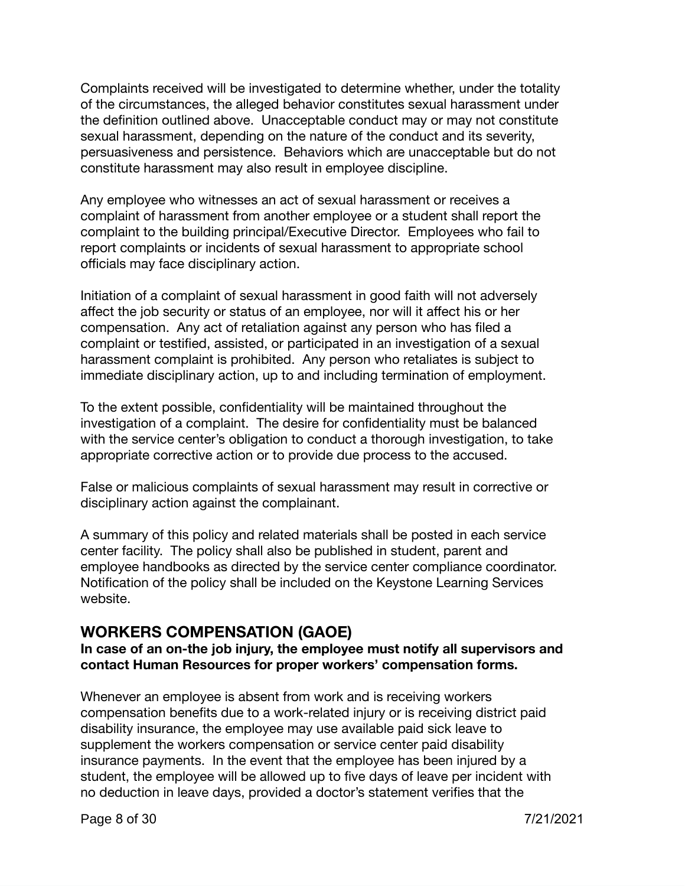Complaints received will be investigated to determine whether, under the totality of the circumstances, the alleged behavior constitutes sexual harassment under the definition outlined above. Unacceptable conduct may or may not constitute sexual harassment, depending on the nature of the conduct and its severity, persuasiveness and persistence. Behaviors which are unacceptable but do not constitute harassment may also result in employee discipline.

Any employee who witnesses an act of sexual harassment or receives a complaint of harassment from another employee or a student shall report the complaint to the building principal/Executive Director. Employees who fail to report complaints or incidents of sexual harassment to appropriate school officials may face disciplinary action.

Initiation of a complaint of sexual harassment in good faith will not adversely affect the job security or status of an employee, nor will it affect his or her compensation. Any act of retaliation against any person who has filed a complaint or testified, assisted, or participated in an investigation of a sexual harassment complaint is prohibited. Any person who retaliates is subject to immediate disciplinary action, up to and including termination of employment.

To the extent possible, confidentiality will be maintained throughout the investigation of a complaint. The desire for confidentiality must be balanced with the service center's obligation to conduct a thorough investigation, to take appropriate corrective action or to provide due process to the accused.

False or malicious complaints of sexual harassment may result in corrective or disciplinary action against the complainant.

A summary of this policy and related materials shall be posted in each service center facility. The policy shall also be published in student, parent and employee handbooks as directed by the service center compliance coordinator. Notification of the policy shall be included on the Keystone Learning Services website.

## WORKERS COMPENSATION (GAOE)

**In case of an on-the job injury, the employee must notify all supervisors and contact Human Resources for proper workers' compensation forms.**

Whenever an employee is absent from work and is receiving workers compensation benefits due to a work-related injury or is receiving district paid disability insurance, the employee may use available paid sick leave to supplement the workers compensation or service center paid disability insurance payments. In the event that the employee has been injured by a student, the employee will be allowed up to five days of leave per incident with no deduction in leave days, provided a doctor's statement verifies that the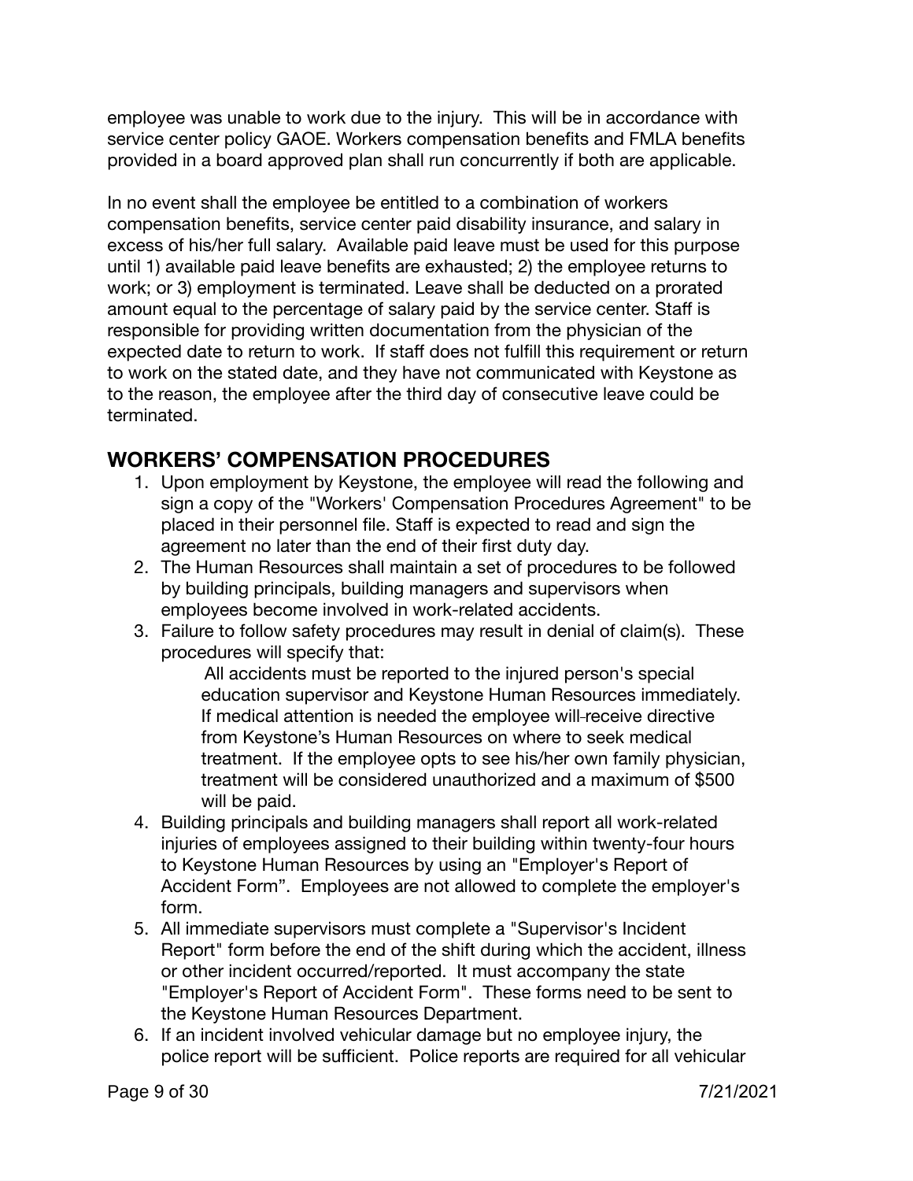employee was unable to work due to the injury. This will be in accordance with service center policy GAOE. Workers compensation benefits and FMLA benefits provided in a board approved plan shall run concurrently if both are applicable.

In no event shall the employee be entitled to a combination of workers compensation benefits, service center paid disability insurance, and salary in excess of his/her full salary. Available paid leave must be used for this purpose until 1) available paid leave benefits are exhausted; 2) the employee returns to work; or 3) employment is terminated. Leave shall be deducted on a prorated amount equal to the percentage of salary paid by the service center. Staff is responsible for providing written documentation from the physician of the expected date to return to work. If staff does not fulfill this requirement or return to work on the stated date, and they have not communicated with Keystone as to the reason, the employee after the third day of consecutive leave could be terminated.

## WORKERS' COMPENSATION PROCEDURES

1. Upon employment by Keystone, the employee will read the following and sign a copy of the "Workers' Compensation Procedures Agreement" to be placed in their personnel file. Staff is expected to read and sign the agreement no later than the end of their first duty day.
2. The Human Resources shall maintain a set of procedures to be followed by building principals, building managers and supervisors when employees become involved in work-related accidents.
3. Failure to follow safety procedures may result in denial of claim(s). These procedures will specify that:

   All accidents must be reported to the injured person's special education supervisor and Keystone Human Resources immediately. If medical attention is needed the employee will receive directive from Keystone's Human Resources on where to seek medical treatment. If the employee opts to see his/her own family physician, treatment will be considered unauthorized and a maximum of $500 will be paid.
4. Building principals and building managers shall report all work-related injuries of employees assigned to their building within twenty-four hours to Keystone Human Resources by using an "Employer's Report of Accident Form". Employees are not allowed to complete the employer's form.
5. All immediate supervisors must complete a "Supervisor's Incident Report" form before the end of the shift during which the accident, illness or other incident occurred/reported. It must accompany the state "Employer's Report of Accident Form". These forms need to be sent to the Keystone Human Resources Department.
6. If an incident involved vehicular damage but no employee injury, the police report will be sufficient. Police reports are required for all vehicular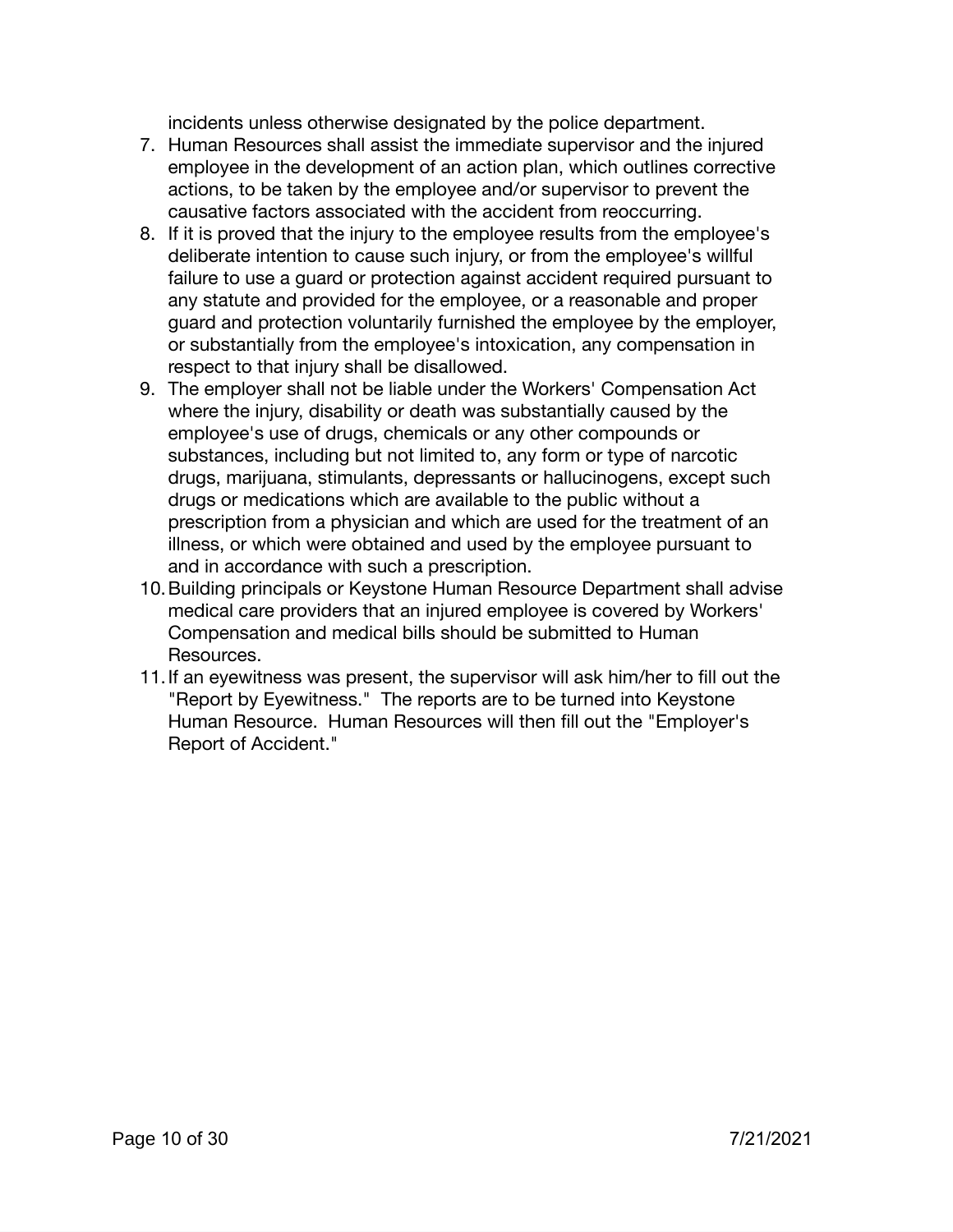incidents unless otherwise designated by the police department.

7. Human Resources shall assist the immediate supervisor and the injured employee in the development of an action plan, which outlines corrective actions, to be taken by the employee and/or supervisor to prevent the causative factors associated with the accident from reoccurring.
8. If it is proved that the injury to the employee results from the employee's deliberate intention to cause such injury, or from the employee's willful failure to use a guard or protection against accident required pursuant to any statute and provided for the employee, or a reasonable and proper guard and protection voluntarily furnished the employee by the employer, or substantially from the employee's intoxication, any compensation in respect to that injury shall be disallowed.
9. The employer shall not be liable under the Workers' Compensation Act where the injury, disability or death was substantially caused by the employee's use of drugs, chemicals or any other compounds or substances, including but not limited to, any form or type of narcotic drugs, marijuana, stimulants, depressants or hallucinogens, except such drugs or medications which are available to the public without a prescription from a physician and which are used for the treatment of an illness, or which were obtained and used by the employee pursuant to and in accordance with such a prescription.
10. Building principals or Keystone Human Resource Department shall advise medical care providers that an injured employee is covered by Workers' Compensation and medical bills should be submitted to Human Resources.
11. If an eyewitness was present, the supervisor will ask him/her to fill out the "Report by Eyewitness." The reports are to be turned into Keystone Human Resource. Human Resources will then fill out the "Employer's Report of Accident."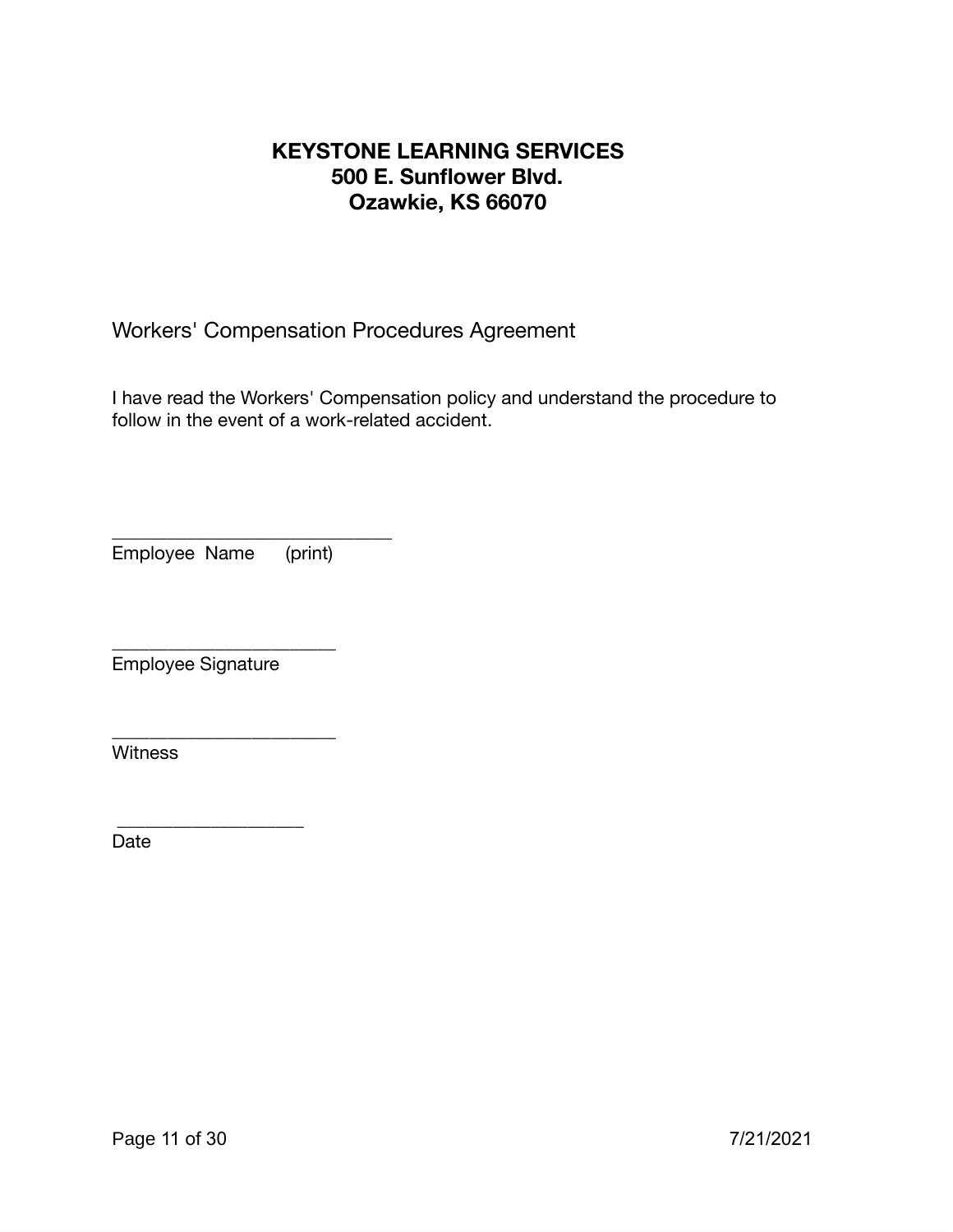**KEYSTONE LEARNING SERVICES**
**500 E. Sunflower Blvd.**
**Ozawkie, KS 66070**

Workers' Compensation Procedures Agreement

I have read the Workers' Compensation policy and understand the procedure to follow in the event of a work-related accident.

______________________________
Employee Name (print)

________________________
Employee Signature

________________________
Witness

____________________
Date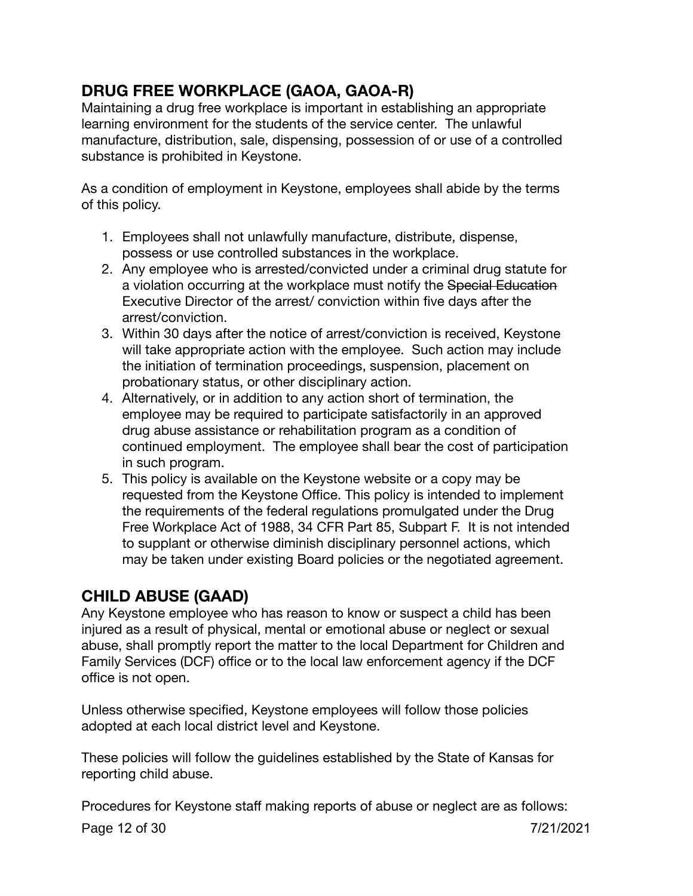## DRUG FREE WORKPLACE (GAOA, GAOA-R)

Maintaining a drug free workplace is important in establishing an appropriate learning environment for the students of the service center. The unlawful manufacture, distribution, sale, dispensing, possession of or use of a controlled substance is prohibited in Keystone.

As a condition of employment in Keystone, employees shall abide by the terms of this policy.

1. Employees shall not unlawfully manufacture, distribute, dispense, possess or use controlled substances in the workplace.
2. Any employee who is arrested/convicted under a criminal drug statute for a violation occurring at the workplace must notify the ~~Special Education~~ Executive Director of the arrest/ conviction within five days after the arrest/conviction.
3. Within 30 days after the notice of arrest/conviction is received, Keystone will take appropriate action with the employee. Such action may include the initiation of termination proceedings, suspension, placement on probationary status, or other disciplinary action.
4. Alternatively, or in addition to any action short of termination, the employee may be required to participate satisfactorily in an approved drug abuse assistance or rehabilitation program as a condition of continued employment. The employee shall bear the cost of participation in such program.
5. This policy is available on the Keystone website or a copy may be requested from the Keystone Office. This policy is intended to implement the requirements of the federal regulations promulgated under the Drug Free Workplace Act of 1988, 34 CFR Part 85, Subpart F. It is not intended to supplant or otherwise diminish disciplinary personnel actions, which may be taken under existing Board policies or the negotiated agreement.

## CHILD ABUSE (GAAD)

Any Keystone employee who has reason to know or suspect a child has been injured as a result of physical, mental or emotional abuse or neglect or sexual abuse, shall promptly report the matter to the local Department for Children and Family Services (DCF) office or to the local law enforcement agency if the DCF office is not open.

Unless otherwise specified, Keystone employees will follow those policies adopted at each local district level and Keystone.

These policies will follow the guidelines established by the State of Kansas for reporting child abuse.

Procedures for Keystone staff making reports of abuse or neglect are as follows: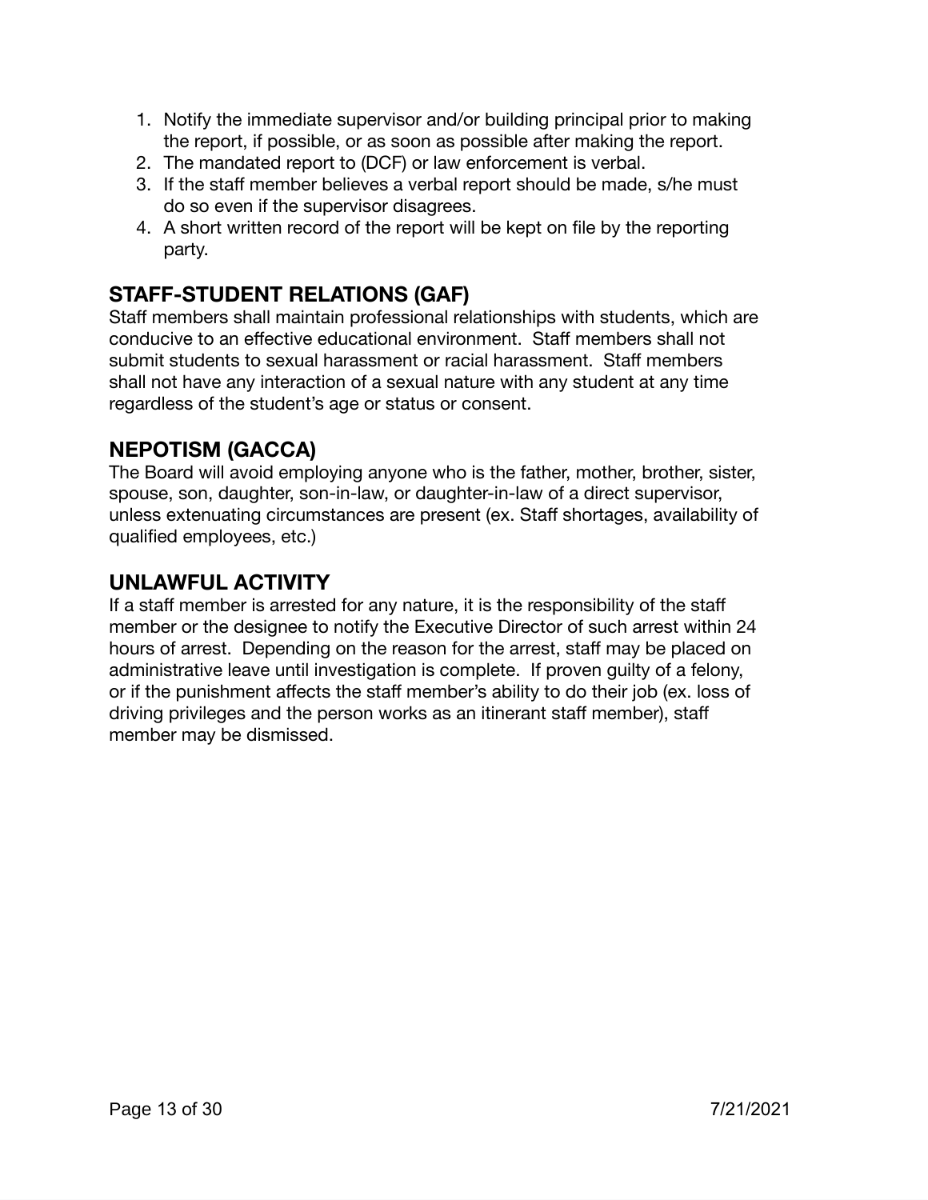1. Notify the immediate supervisor and/or building principal prior to making the report, if possible, or as soon as possible after making the report.
2. The mandated report to (DCF) or law enforcement is verbal.
3. If the staff member believes a verbal report should be made, s/he must do so even if the supervisor disagrees.
4. A short written record of the report will be kept on file by the reporting party.

## STAFF-STUDENT RELATIONS (GAF)

Staff members shall maintain professional relationships with students, which are conducive to an effective educational environment. Staff members shall not submit students to sexual harassment or racial harassment. Staff members shall not have any interaction of a sexual nature with any student at any time regardless of the student's age or status or consent.

## NEPOTISM (GACCA)

The Board will avoid employing anyone who is the father, mother, brother, sister, spouse, son, daughter, son-in-law, or daughter-in-law of a direct supervisor, unless extenuating circumstances are present (ex. Staff shortages, availability of qualified employees, etc.)

## UNLAWFUL ACTIVITY

If a staff member is arrested for any nature, it is the responsibility of the staff member or the designee to notify the Executive Director of such arrest within 24 hours of arrest. Depending on the reason for the arrest, staff may be placed on administrative leave until investigation is complete. If proven guilty of a felony, or if the punishment affects the staff member's ability to do their job (ex. loss of driving privileges and the person works as an itinerant staff member), staff member may be dismissed.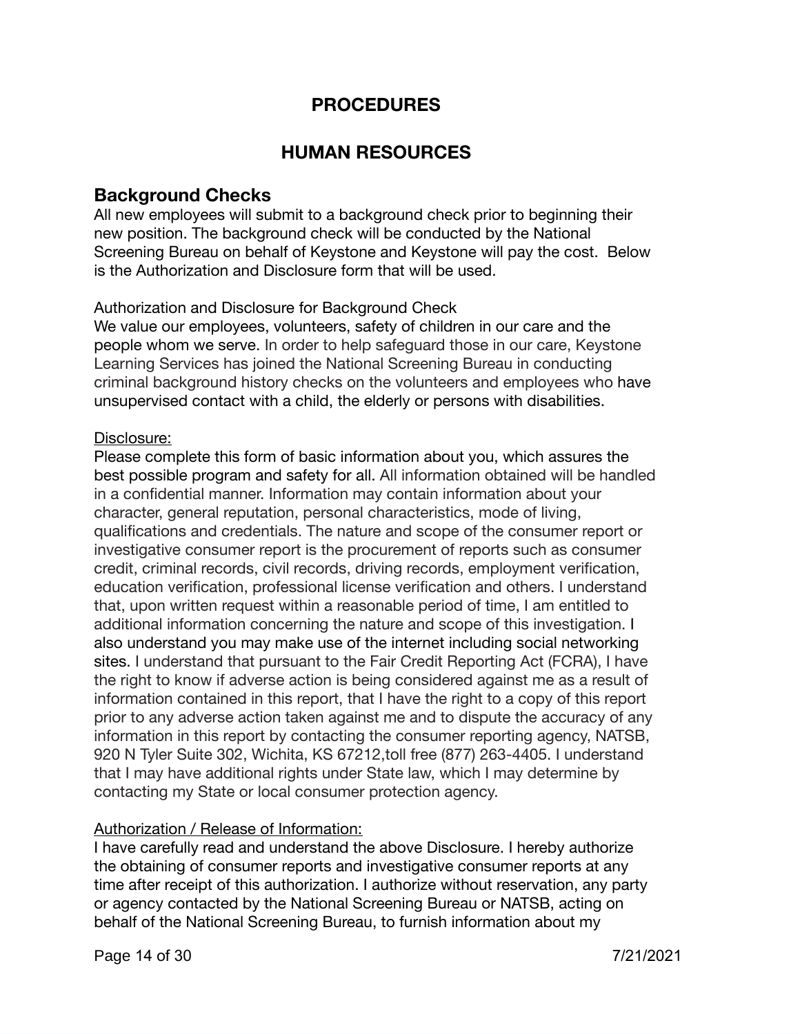# PROCEDURES

# HUMAN RESOURCES

## Background Checks

All new employees will submit to a background check prior to beginning their new position. The background check will be conducted by the National Screening Bureau on behalf of Keystone and Keystone will pay the cost. Below is the Authorization and Disclosure form that will be used.

Authorization and Disclosure for Background Check

We value our employees, volunteers, safety of children in our care and the people whom we serve. In order to help safeguard those in our care, Keystone Learning Services has joined the National Screening Bureau in conducting criminal background history checks on the volunteers and employees who have unsupervised contact with a child, the elderly or persons with disabilities.

<u>Disclosure:</u>

Please complete this form of basic information about you, which assures the best possible program and safety for all. All information obtained will be handled in a confidential manner. Information may contain information about your character, general reputation, personal characteristics, mode of living, qualifications and credentials. The nature and scope of the consumer report or investigative consumer report is the procurement of reports such as consumer credit, criminal records, civil records, driving records, employment verification, education verification, professional license verification and others. I understand that, upon written request within a reasonable period of time, I am entitled to additional information concerning the nature and scope of this investigation. I also understand you may make use of the internet including social networking sites. I understand that pursuant to the Fair Credit Reporting Act (FCRA), I have the right to know if adverse action is being considered against me as a result of information contained in this report, that I have the right to a copy of this report prior to any adverse action taken against me and to dispute the accuracy of any information in this report by contacting the consumer reporting agency, NATSB, 920 N Tyler Suite 302, Wichita, KS 67212,toll free (877) 263-4405. I understand that I may have additional rights under State law, which I may determine by contacting my State or local consumer protection agency.

<u>Authorization / Release of Information:</u>

I have carefully read and understand the above Disclosure. I hereby authorize the obtaining of consumer reports and investigative consumer reports at any time after receipt of this authorization. I authorize without reservation, any party or agency contacted by the National Screening Bureau or NATSB, acting on behalf of the National Screening Bureau, to furnish information about my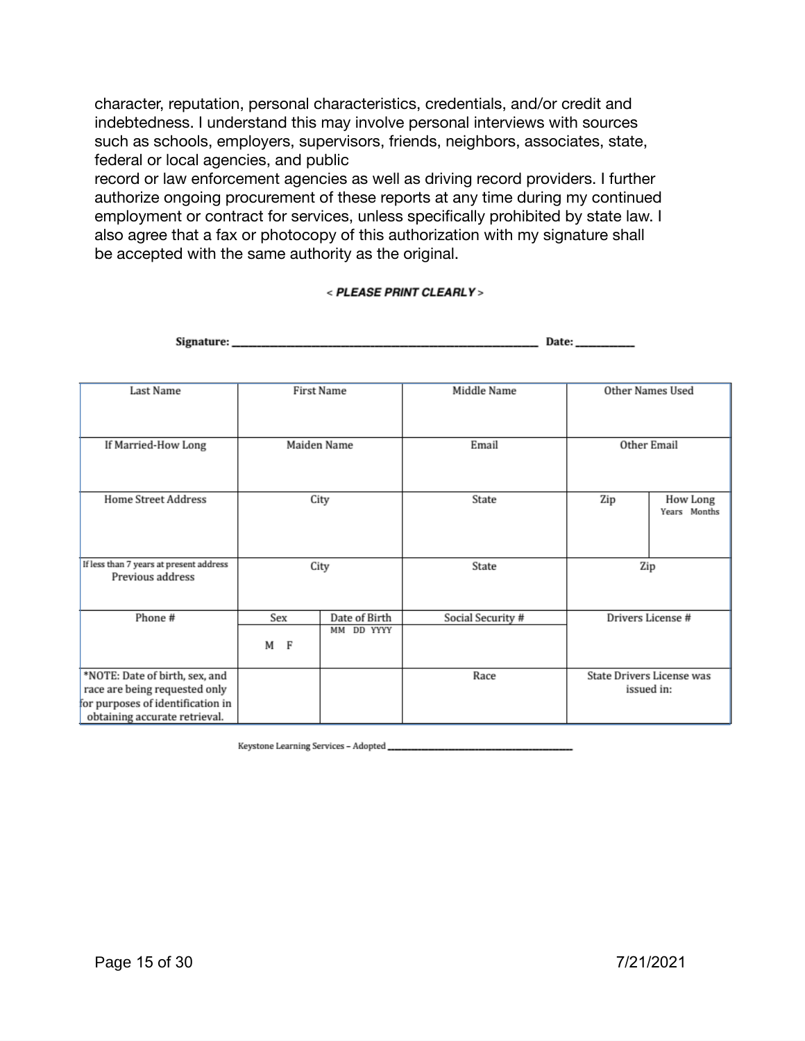character, reputation, personal characteristics, credentials, and/or credit and indebtedness. I understand this may involve personal interviews with sources such as schools, employers, supervisors, friends, neighbors, associates, state, federal or local agencies, and public
record or law enforcement agencies as well as driving record providers. I further authorize ongoing procurement of these reports at any time during my continued employment or contract for services, unless specifically prohibited by state law. I also agree that a fax or photocopy of this authorization with my signature shall be accepted with the same authority as the original.

< ***PLEASE PRINT CLEARLY*** >

**Signature:** ______________________________ **Date:** __________

| Last Name | First Name | | Middle Name | Other Names Used | |
|---|---|---|---|---|---|
| If Married-How Long | Maiden Name | | Email | Other Email | |
| Home Street Address | City | | State | Zip | How Long Years Months |
| If less than 7 years at present address Previous address | City | | State | Zip | |
| Phone # | Sex M F | Date of Birth MM DD YYYY | Social Security # | Drivers License # | |
| *NOTE: Date of birth, sex, and race are being requested only for purposes of identification in obtaining accurate retrieval. | | | Race | State Drivers License was issued in: | |

Keystone Learning Services – Adopted ______________________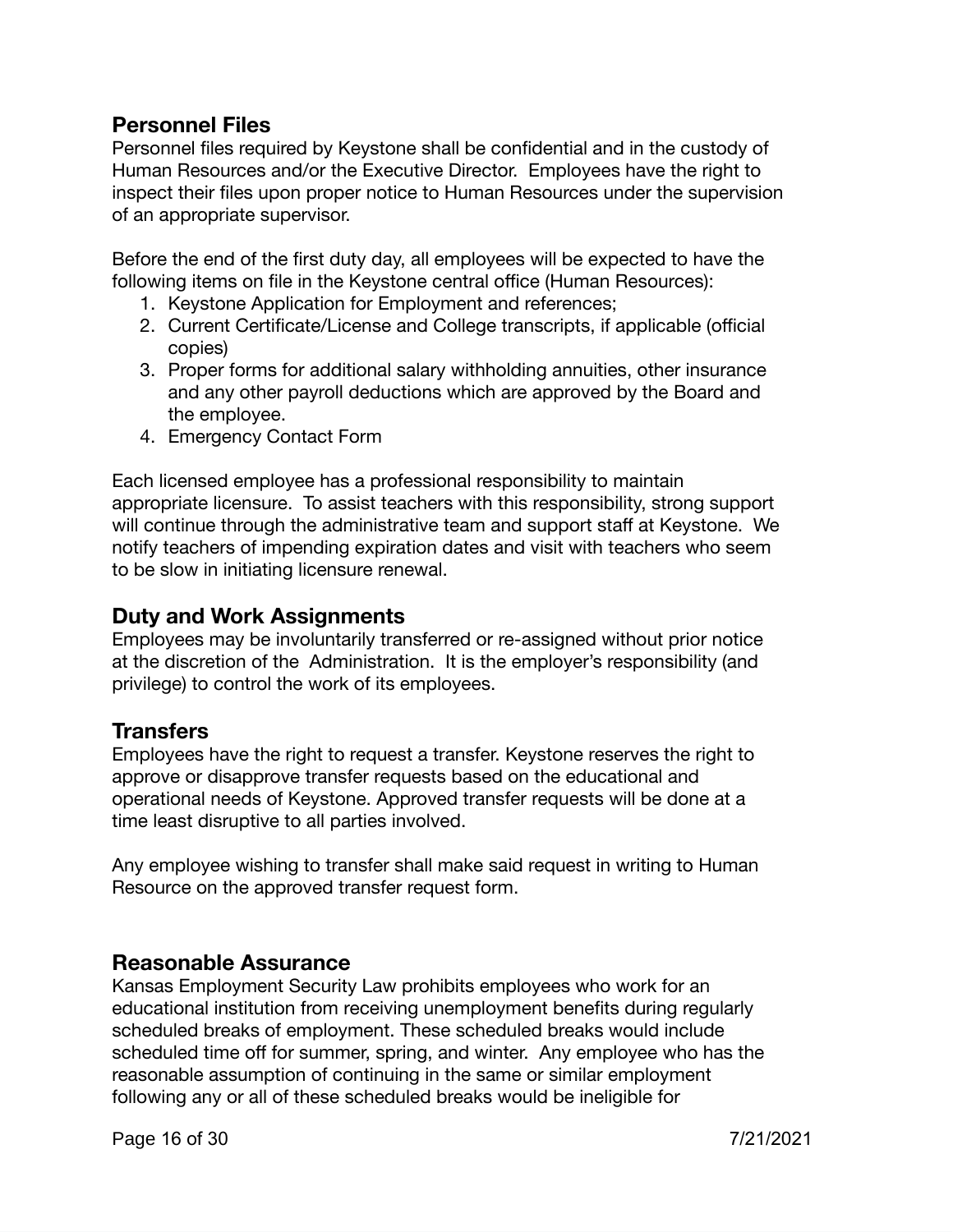## Personnel Files

Personnel files required by Keystone shall be confidential and in the custody of Human Resources and/or the Executive Director. Employees have the right to inspect their files upon proper notice to Human Resources under the supervision of an appropriate supervisor.

Before the end of the first duty day, all employees will be expected to have the following items on file in the Keystone central office (Human Resources):

1. Keystone Application for Employment and references;
2. Current Certificate/License and College transcripts, if applicable (official copies)
3. Proper forms for additional salary withholding annuities, other insurance and any other payroll deductions which are approved by the Board and the employee.
4. Emergency Contact Form

Each licensed employee has a professional responsibility to maintain appropriate licensure. To assist teachers with this responsibility, strong support will continue through the administrative team and support staff at Keystone. We notify teachers of impending expiration dates and visit with teachers who seem to be slow in initiating licensure renewal.

## Duty and Work Assignments

Employees may be involuntarily transferred or re-assigned without prior notice at the discretion of the Administration. It is the employer's responsibility (and privilege) to control the work of its employees.

## Transfers

Employees have the right to request a transfer. Keystone reserves the right to approve or disapprove transfer requests based on the educational and operational needs of Keystone. Approved transfer requests will be done at a time least disruptive to all parties involved.

Any employee wishing to transfer shall make said request in writing to Human Resource on the approved transfer request form.

## Reasonable Assurance

Kansas Employment Security Law prohibits employees who work for an educational institution from receiving unemployment benefits during regularly scheduled breaks of employment. These scheduled breaks would include scheduled time off for summer, spring, and winter. Any employee who has the reasonable assumption of continuing in the same or similar employment following any or all of these scheduled breaks would be ineligible for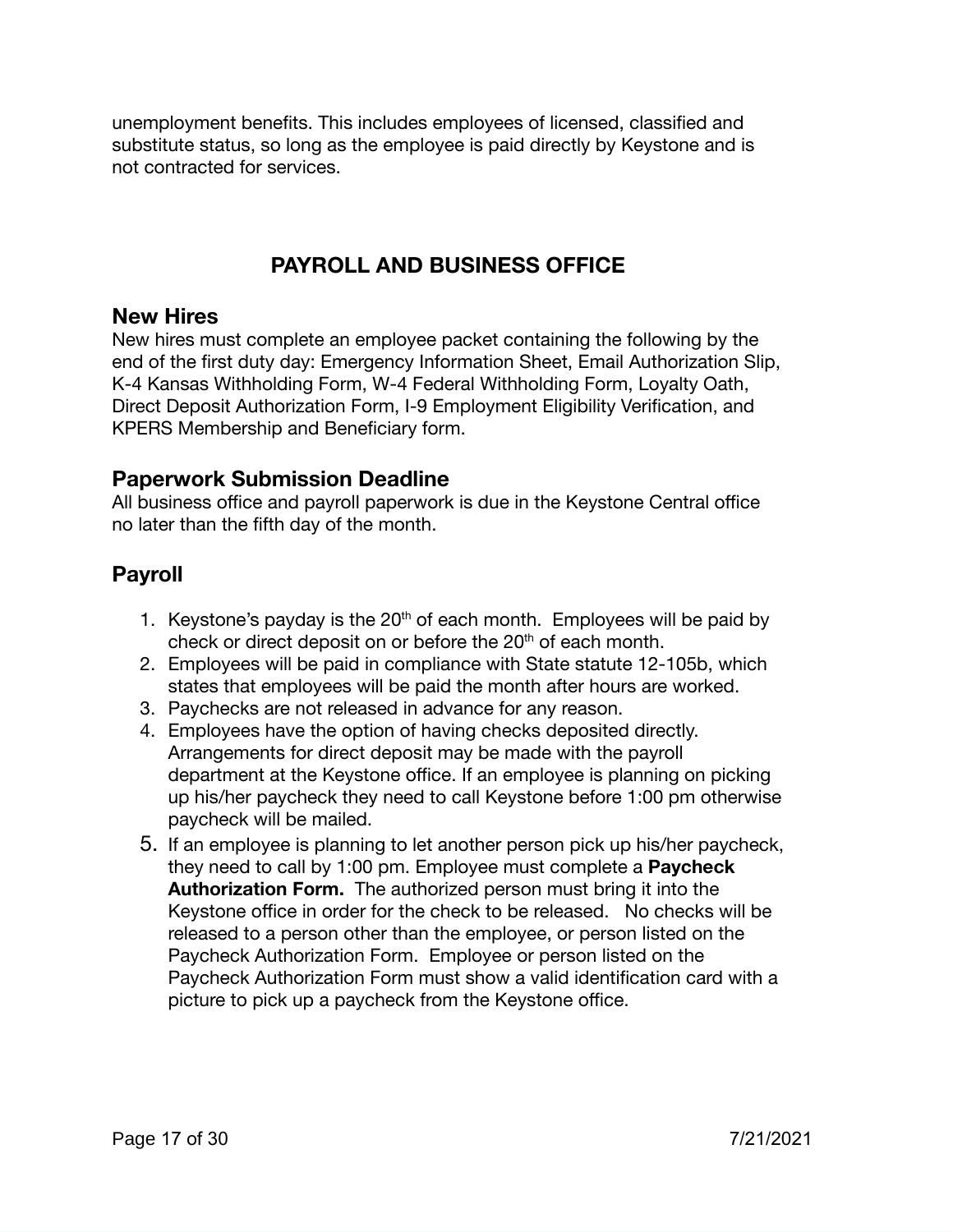unemployment benefits. This includes employees of licensed, classified and substitute status, so long as the employee is paid directly by Keystone and is not contracted for services.

# PAYROLL AND BUSINESS OFFICE

## New Hires

New hires must complete an employee packet containing the following by the end of the first duty day: Emergency Information Sheet, Email Authorization Slip, K-4 Kansas Withholding Form, W-4 Federal Withholding Form, Loyalty Oath, Direct Deposit Authorization Form, I-9 Employment Eligibility Verification, and KPERS Membership and Beneficiary form.

## Paperwork Submission Deadline

All business office and payroll paperwork is due in the Keystone Central office no later than the fifth day of the month.

## Payroll

1. Keystone's payday is the 20th of each month. Employees will be paid by check or direct deposit on or before the 20th of each month.
2. Employees will be paid in compliance with State statute 12-105b, which states that employees will be paid the month after hours are worked.
3. Paychecks are not released in advance for any reason.
4. Employees have the option of having checks deposited directly. Arrangements for direct deposit may be made with the payroll department at the Keystone office. If an employee is planning on picking up his/her paycheck they need to call Keystone before 1:00 pm otherwise paycheck will be mailed.
5. If an employee is planning to let another person pick up his/her paycheck, they need to call by 1:00 pm. Employee must complete a **Paycheck Authorization Form.** The authorized person must bring it into the Keystone office in order for the check to be released. No checks will be released to a person other than the employee, or person listed on the Paycheck Authorization Form. Employee or person listed on the Paycheck Authorization Form must show a valid identification card with a picture to pick up a paycheck from the Keystone office.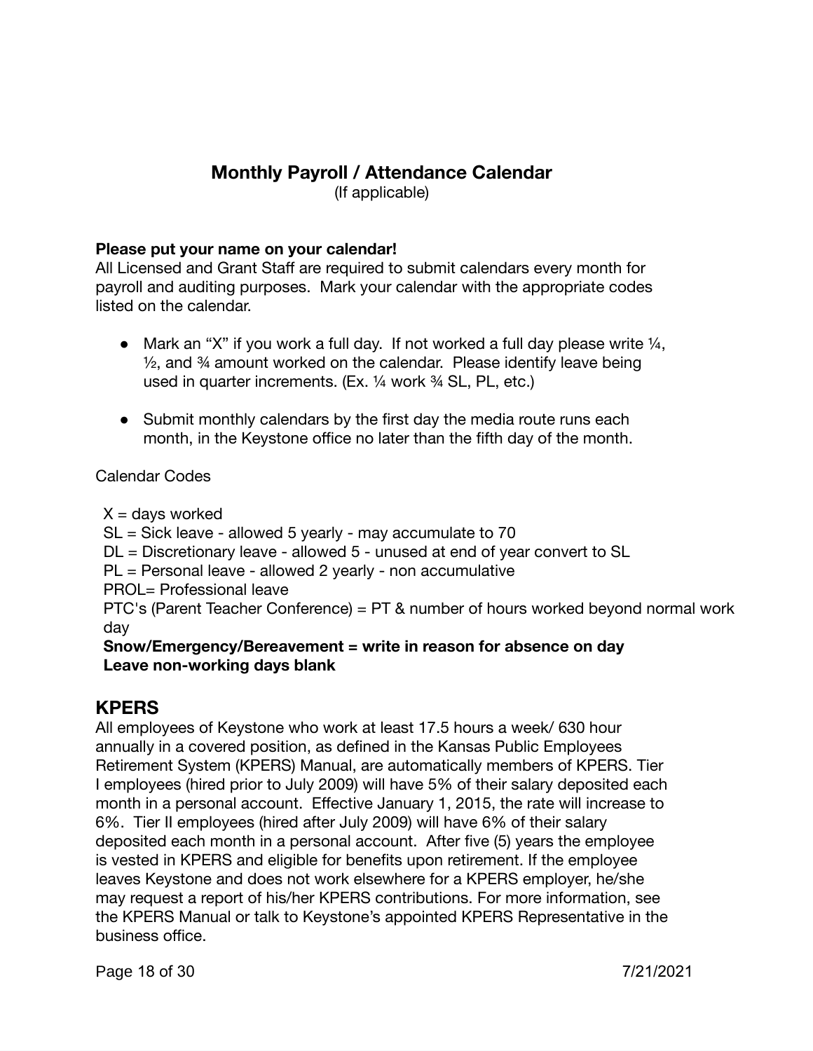## Monthly Payroll / Attendance Calendar

(If applicable)

**Please put your name on your calendar!**
All Licensed and Grant Staff are required to submit calendars every month for payroll and auditing purposes. Mark your calendar with the appropriate codes listed on the calendar.

- Mark an "X" if you work a full day. If not worked a full day please write ¼, ½, and ¾ amount worked on the calendar. Please identify leave being used in quarter increments. (Ex. ¼ work ¾ SL, PL, etc.)
- Submit monthly calendars by the first day the media route runs each month, in the Keystone office no later than the fifth day of the month.

Calendar Codes

X = days worked
SL = Sick leave - allowed 5 yearly - may accumulate to 70
DL = Discretionary leave - allowed 5 - unused at end of year convert to SL
PL = Personal leave - allowed 2 yearly - non accumulative
PROL= Professional leave
PTC's (Parent Teacher Conference) = PT & number of hours worked beyond normal work day
**Snow/Emergency/Bereavement = write in reason for absence on day**
**Leave non-working days blank**

## KPERS

All employees of Keystone who work at least 17.5 hours a week/ 630 hour annually in a covered position, as defined in the Kansas Public Employees Retirement System (KPERS) Manual, are automatically members of KPERS. Tier I employees (hired prior to July 2009) will have 5% of their salary deposited each month in a personal account. Effective January 1, 2015, the rate will increase to 6%. Tier II employees (hired after July 2009) will have 6% of their salary deposited each month in a personal account. After five (5) years the employee is vested in KPERS and eligible for benefits upon retirement. If the employee leaves Keystone and does not work elsewhere for a KPERS employer, he/she may request a report of his/her KPERS contributions. For more information, see the KPERS Manual or talk to Keystone's appointed KPERS Representative in the business office.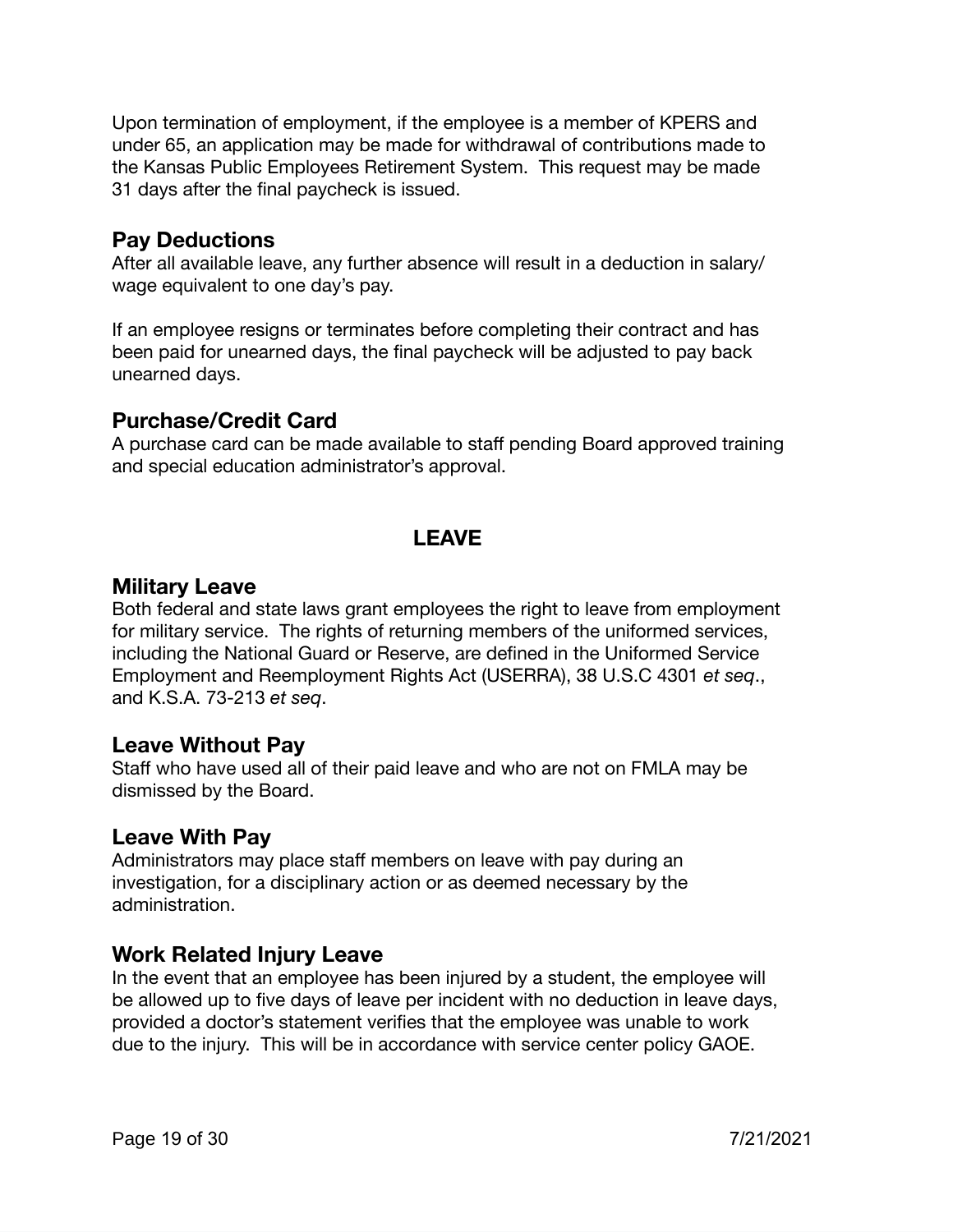Upon termination of employment, if the employee is a member of KPERS and under 65, an application may be made for withdrawal of contributions made to the Kansas Public Employees Retirement System. This request may be made 31 days after the final paycheck is issued.

### Pay Deductions

After all available leave, any further absence will result in a deduction in salary/wage equivalent to one day's pay.

If an employee resigns or terminates before completing their contract and has been paid for unearned days, the final paycheck will be adjusted to pay back unearned days.

### Purchase/Credit Card

A purchase card can be made available to staff pending Board approved training and special education administrator's approval.

## LEAVE

### Military Leave

Both federal and state laws grant employees the right to leave from employment for military service. The rights of returning members of the uniformed services, including the National Guard or Reserve, are defined in the Uniformed Service Employment and Reemployment Rights Act (USERRA), 38 U.S.C 4301 *et seq*., and K.S.A. 73-213 *et seq*.

### Leave Without Pay

Staff who have used all of their paid leave and who are not on FMLA may be dismissed by the Board.

### Leave With Pay

Administrators may place staff members on leave with pay during an investigation, for a disciplinary action or as deemed necessary by the administration.

### Work Related Injury Leave

In the event that an employee has been injured by a student, the employee will be allowed up to five days of leave per incident with no deduction in leave days, provided a doctor's statement verifies that the employee was unable to work due to the injury. This will be in accordance with service center policy GAOE.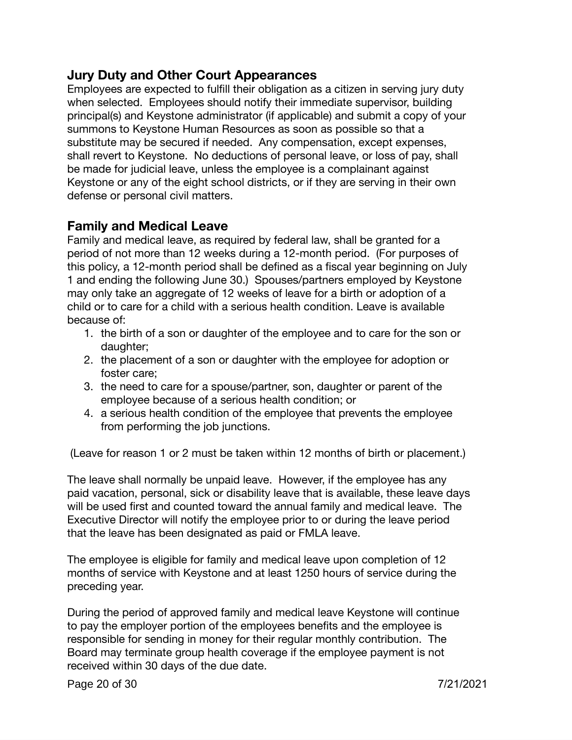## Jury Duty and Other Court Appearances

Employees are expected to fulfill their obligation as a citizen in serving jury duty when selected. Employees should notify their immediate supervisor, building principal(s) and Keystone administrator (if applicable) and submit a copy of your summons to Keystone Human Resources as soon as possible so that a substitute may be secured if needed. Any compensation, except expenses, shall revert to Keystone. No deductions of personal leave, or loss of pay, shall be made for judicial leave, unless the employee is a complainant against Keystone or any of the eight school districts, or if they are serving in their own defense or personal civil matters.

## Family and Medical Leave

Family and medical leave, as required by federal law, shall be granted for a period of not more than 12 weeks during a 12-month period. (For purposes of this policy, a 12-month period shall be defined as a fiscal year beginning on July 1 and ending the following June 30.) Spouses/partners employed by Keystone may only take an aggregate of 12 weeks of leave for a birth or adoption of a child or to care for a child with a serious health condition. Leave is available because of:

1. the birth of a son or daughter of the employee and to care for the son or daughter;
2. the placement of a son or daughter with the employee for adoption or foster care;
3. the need to care for a spouse/partner, son, daughter or parent of the employee because of a serious health condition; or
4. a serious health condition of the employee that prevents the employee from performing the job junctions.

(Leave for reason 1 or 2 must be taken within 12 months of birth or placement.)

The leave shall normally be unpaid leave. However, if the employee has any paid vacation, personal, sick or disability leave that is available, these leave days will be used first and counted toward the annual family and medical leave. The Executive Director will notify the employee prior to or during the leave period that the leave has been designated as paid or FMLA leave.

The employee is eligible for family and medical leave upon completion of 12 months of service with Keystone and at least 1250 hours of service during the preceding year.

During the period of approved family and medical leave Keystone will continue to pay the employer portion of the employees benefits and the employee is responsible for sending in money for their regular monthly contribution. The Board may terminate group health coverage if the employee payment is not received within 30 days of the due date.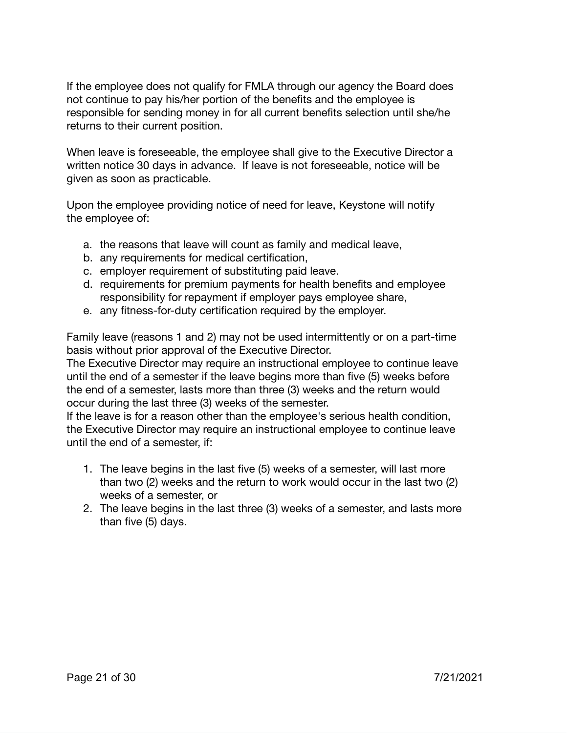If the employee does not qualify for FMLA through our agency the Board does not continue to pay his/her portion of the benefits and the employee is responsible for sending money in for all current benefits selection until she/he returns to their current position.

When leave is foreseeable, the employee shall give to the Executive Director a written notice 30 days in advance. If leave is not foreseeable, notice will be given as soon as practicable.

Upon the employee providing notice of need for leave, Keystone will notify the employee of:

a. the reasons that leave will count as family and medical leave,
b. any requirements for medical certification,
c. employer requirement of substituting paid leave.
d. requirements for premium payments for health benefits and employee responsibility for repayment if employer pays employee share,
e. any fitness-for-duty certification required by the employer.

Family leave (reasons 1 and 2) may not be used intermittently or on a part-time basis without prior approval of the Executive Director.
The Executive Director may require an instructional employee to continue leave until the end of a semester if the leave begins more than five (5) weeks before the end of a semester, lasts more than three (3) weeks and the return would occur during the last three (3) weeks of the semester.
If the leave is for a reason other than the employee's serious health condition, the Executive Director may require an instructional employee to continue leave until the end of a semester, if:

1. The leave begins in the last five (5) weeks of a semester, will last more than two (2) weeks and the return to work would occur in the last two (2) weeks of a semester, or
2. The leave begins in the last three (3) weeks of a semester, and lasts more than five (5) days.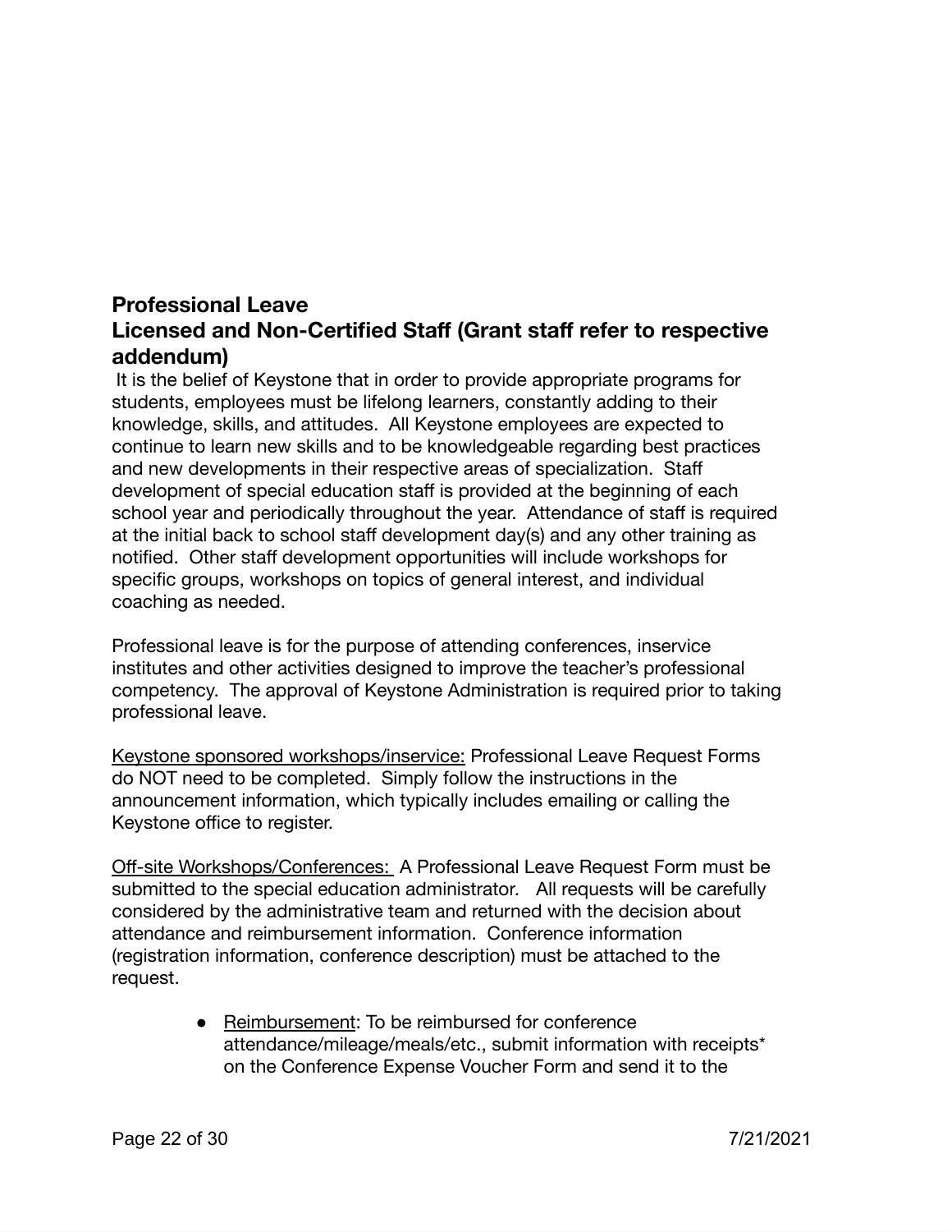## Professional Leave

## Licensed and Non-Certified Staff (Grant staff refer to respective addendum)

It is the belief of Keystone that in order to provide appropriate programs for students, employees must be lifelong learners, constantly adding to their knowledge, skills, and attitudes. All Keystone employees are expected to continue to learn new skills and to be knowledgeable regarding best practices and new developments in their respective areas of specialization. Staff development of special education staff is provided at the beginning of each school year and periodically throughout the year. Attendance of staff is required at the initial back to school staff development day(s) and any other training as notified. Other staff development opportunities will include workshops for specific groups, workshops on topics of general interest, and individual coaching as needed.

Professional leave is for the purpose of attending conferences, inservice institutes and other activities designed to improve the teacher's professional competency. The approval of Keystone Administration is required prior to taking professional leave.

<u>Keystone sponsored workshops/inservice:</u> Professional Leave Request Forms do NOT need to be completed. Simply follow the instructions in the announcement information, which typically includes emailing or calling the Keystone office to register.

<u>Off-site Workshops/Conferences:</u> A Professional Leave Request Form must be submitted to the special education administrator. All requests will be carefully considered by the administrative team and returned with the decision about attendance and reimbursement information. Conference information (registration information, conference description) must be attached to the request.

- <u>Reimbursement</u>: To be reimbursed for conference attendance/mileage/meals/etc., submit information with receipts* on the Conference Expense Voucher Form and send it to the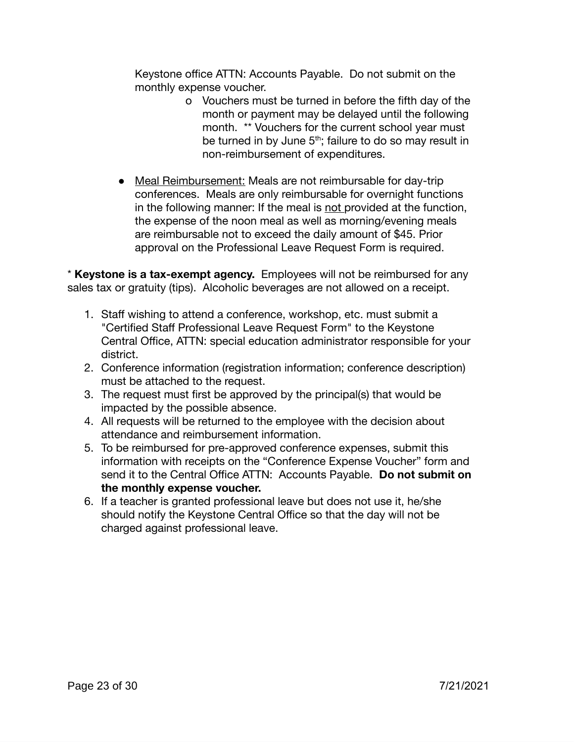Keystone office ATTN: Accounts Payable. Do not submit on the monthly expense voucher.

  - o Vouchers must be turned in before the fifth day of the month or payment may be delayed until the following month. ** Vouchers for the current school year must be turned in by June 5th; failure to do so may result in non-reimbursement of expenditures.

- Meal Reimbursement: Meals are not reimbursable for day-trip conferences. Meals are only reimbursable for overnight functions in the following manner: If the meal is not provided at the function, the expense of the noon meal as well as morning/evening meals are reimbursable not to exceed the daily amount of $45. Prior approval on the Professional Leave Request Form is required.

* **Keystone is a tax-exempt agency.** Employees will not be reimbursed for any sales tax or gratuity (tips). Alcoholic beverages are not allowed on a receipt.

1. Staff wishing to attend a conference, workshop, etc. must submit a "Certified Staff Professional Leave Request Form" to the Keystone Central Office, ATTN: special education administrator responsible for your district.
2. Conference information (registration information; conference description) must be attached to the request.
3. The request must first be approved by the principal(s) that would be impacted by the possible absence.
4. All requests will be returned to the employee with the decision about attendance and reimbursement information.
5. To be reimbursed for pre-approved conference expenses, submit this information with receipts on the "Conference Expense Voucher" form and send it to the Central Office ATTN: Accounts Payable. **Do not submit on the monthly expense voucher.**
6. If a teacher is granted professional leave but does not use it, he/she should notify the Keystone Central Office so that the day will not be charged against professional leave.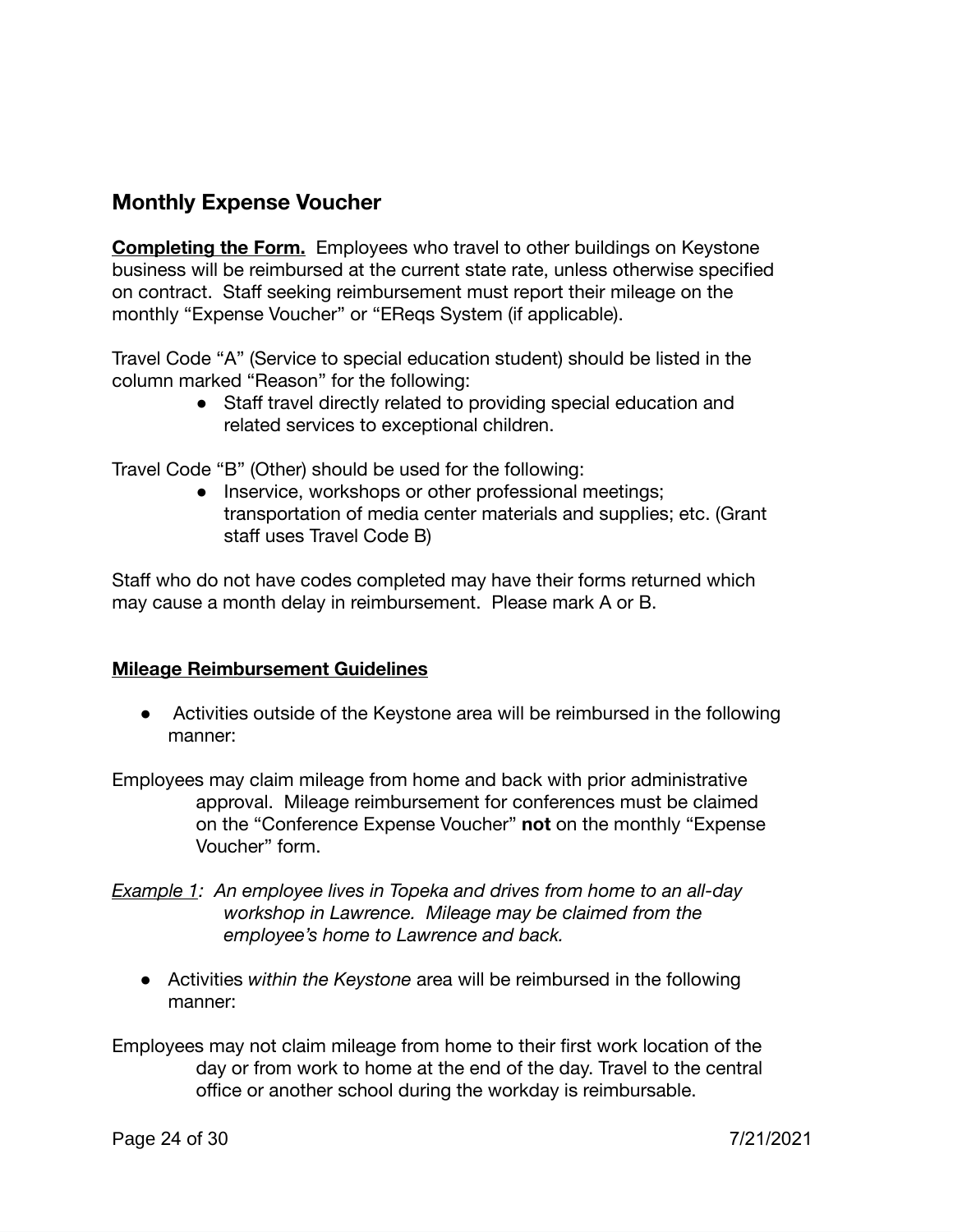## Monthly Expense Voucher

**Completing the Form.** Employees who travel to other buildings on Keystone business will be reimbursed at the current state rate, unless otherwise specified on contract. Staff seeking reimbursement must report their mileage on the monthly "Expense Voucher" or "EReqs System (if applicable).

Travel Code "A" (Service to special education student) should be listed in the column marked "Reason" for the following:

- Staff travel directly related to providing special education and related services to exceptional children.

Travel Code "B" (Other) should be used for the following:

- Inservice, workshops or other professional meetings; transportation of media center materials and supplies; etc. (Grant staff uses Travel Code B)

Staff who do not have codes completed may have their forms returned which may cause a month delay in reimbursement. Please mark A or B.

**Mileage Reimbursement Guidelines**

- Activities outside of the Keystone area will be reimbursed in the following manner:

Employees may claim mileage from home and back with prior administrative approval. Mileage reimbursement for conferences must be claimed on the "Conference Expense Voucher" **not** on the monthly "Expense Voucher" form.

*Example 1: An employee lives in Topeka and drives from home to an all-day workshop in Lawrence. Mileage may be claimed from the employee's home to Lawrence and back.*

- Activities *within the Keystone* area will be reimbursed in the following manner:

Employees may not claim mileage from home to their first work location of the day or from work to home at the end of the day. Travel to the central office or another school during the workday is reimbursable.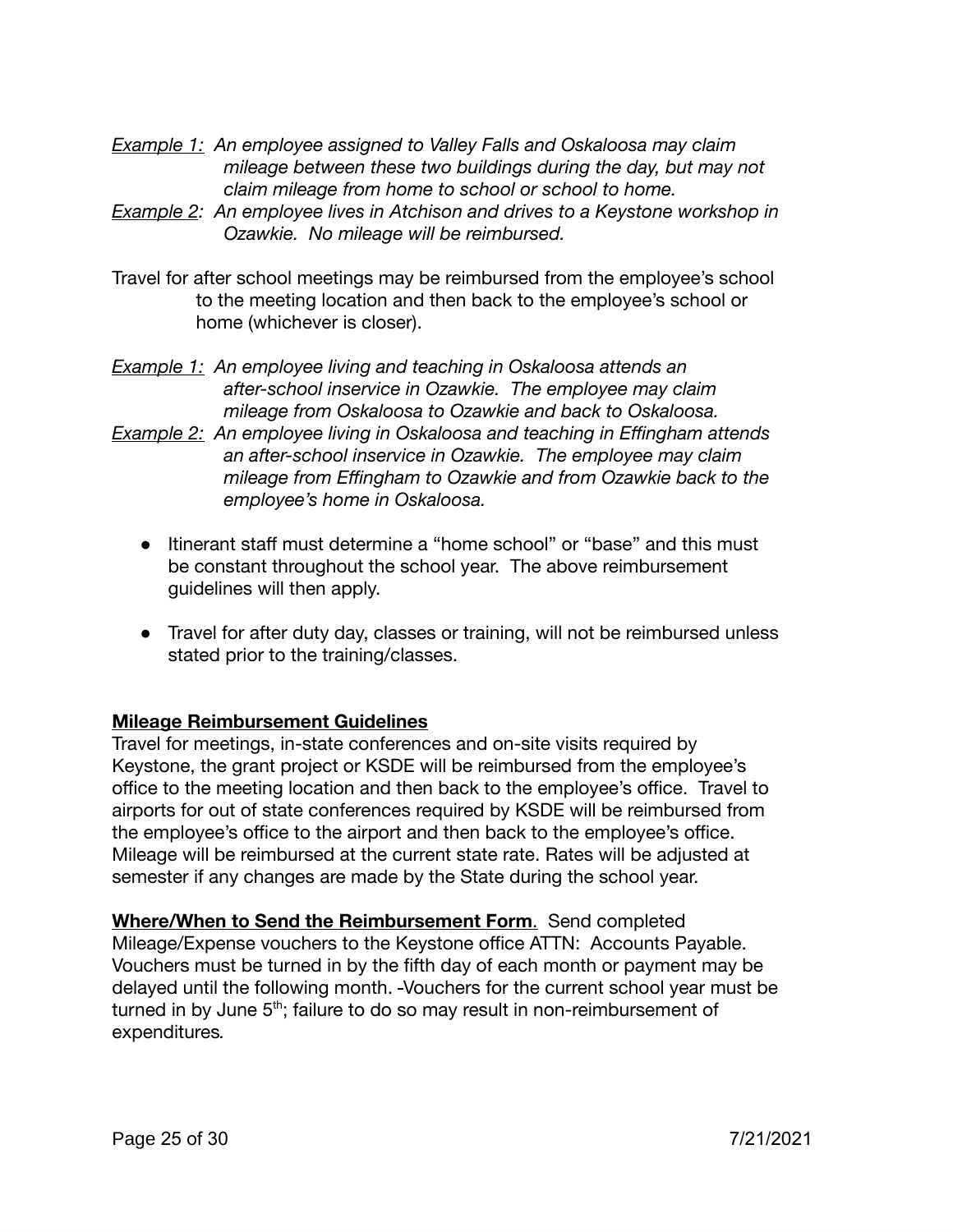*<u>Example 1:</u> An employee assigned to Valley Falls and Oskaloosa may claim mileage between these two buildings during the day, but may not claim mileage from home to school or school to home.*

*<u>Example 2</u>: An employee lives in Atchison and drives to a Keystone workshop in Ozawkie. No mileage will be reimbursed.*

Travel for after school meetings may be reimbursed from the employee's school to the meeting location and then back to the employee's school or home (whichever is closer).

*<u>Example 1:</u> An employee living and teaching in Oskaloosa attends an after-school inservice in Ozawkie. The employee may claim mileage from Oskaloosa to Ozawkie and back to Oskaloosa.*

*<u>Example 2:</u> An employee living in Oskaloosa and teaching in Effingham attends an after-school inservice in Ozawkie. The employee may claim mileage from Effingham to Ozawkie and from Ozawkie back to the employee's home in Oskaloosa.*

- Itinerant staff must determine a "home school" or "base" and this must be constant throughout the school year. The above reimbursement guidelines will then apply.

- Travel for after duty day, classes or training, will not be reimbursed unless stated prior to the training/classes.

**<u>Mileage Reimbursement Guidelines</u>**

Travel for meetings, in-state conferences and on-site visits required by Keystone, the grant project or KSDE will be reimbursed from the employee's office to the meeting location and then back to the employee's office. Travel to airports for out of state conferences required by KSDE will be reimbursed from the employee's office to the airport and then back to the employee's office. Mileage will be reimbursed at the current state rate. Rates will be adjusted at semester if any changes are made by the State during the school year.

**<u>Where/When to Send the Reimbursement Form</u>**. Send completed Mileage/Expense vouchers to the Keystone office ATTN: Accounts Payable. Vouchers must be turned in by the fifth day of each month or payment may be delayed until the following month. Vouchers for the current school year must be turned in by June 5th; failure to do so may result in non-reimbursement of expenditures.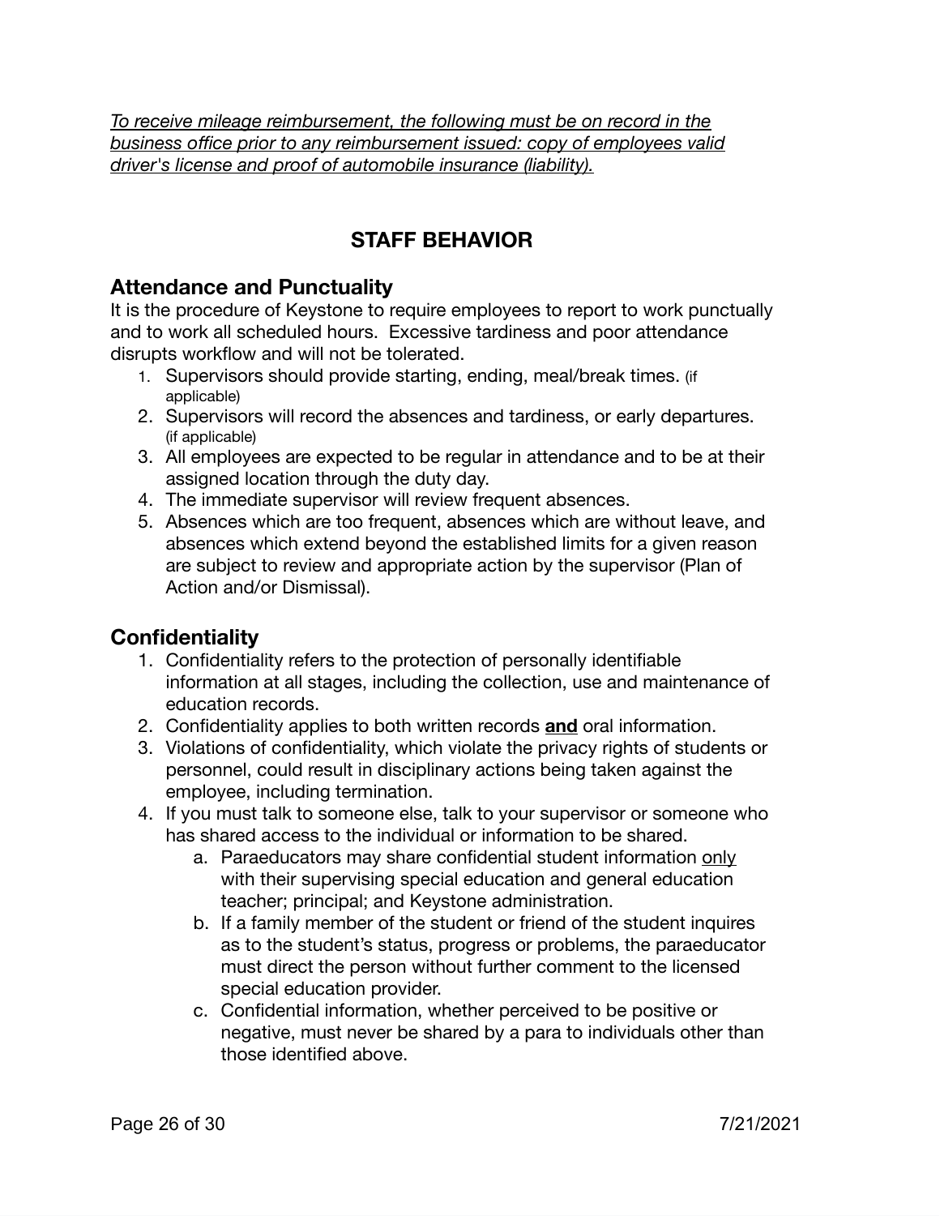*<u>To receive mileage reimbursement, the following must be on record in the business office prior to any reimbursement issued: copy of employees valid driver's license and proof of automobile insurance (liability).</u>*

# STAFF BEHAVIOR

## Attendance and Punctuality

It is the procedure of Keystone to require employees to report to work punctually and to work all scheduled hours. Excessive tardiness and poor attendance disrupts workflow and will not be tolerated.

1. Supervisors should provide starting, ending, meal/break times. (if applicable)
2. Supervisors will record the absences and tardiness, or early departures. (if applicable)
3. All employees are expected to be regular in attendance and to be at their assigned location through the duty day.
4. The immediate supervisor will review frequent absences.
5. Absences which are too frequent, absences which are without leave, and absences which extend beyond the established limits for a given reason are subject to review and appropriate action by the supervisor (Plan of Action and/or Dismissal).

## Confidentiality

1. Confidentiality refers to the protection of personally identifiable information at all stages, including the collection, use and maintenance of education records.
2. Confidentiality applies to both written records **<u>and</u>** oral information.
3. Violations of confidentiality, which violate the privacy rights of students or personnel, could result in disciplinary actions being taken against the employee, including termination.
4. If you must talk to someone else, talk to your supervisor or someone who has shared access to the individual or information to be shared.
    a. Paraeducators may share confidential student information <u>only</u> with their supervising special education and general education teacher; principal; and Keystone administration.
    b. If a family member of the student or friend of the student inquires as to the student's status, progress or problems, the paraeducator must direct the person without further comment to the licensed special education provider.
    c. Confidential information, whether perceived to be positive or negative, must never be shared by a para to individuals other than those identified above.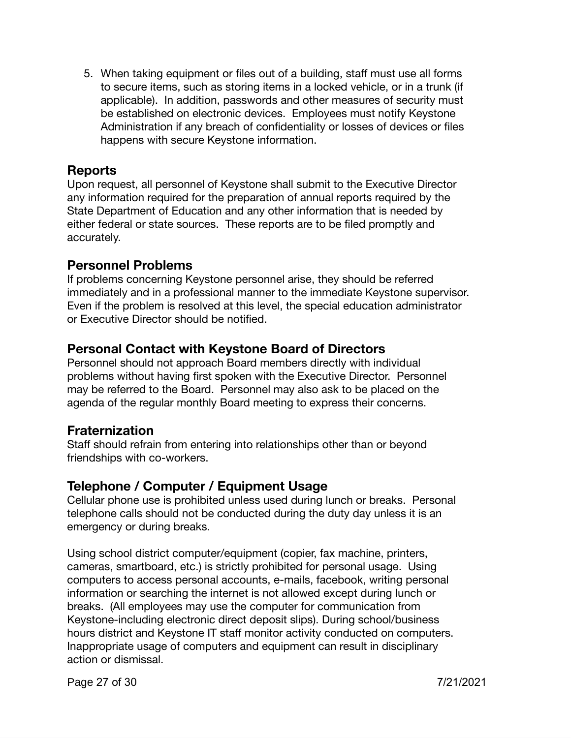5. When taking equipment or files out of a building, staff must use all forms to secure items, such as storing items in a locked vehicle, or in a trunk (if applicable). In addition, passwords and other measures of security must be established on electronic devices. Employees must notify Keystone Administration if any breach of confidentiality or losses of devices or files happens with secure Keystone information.

## Reports

Upon request, all personnel of Keystone shall submit to the Executive Director any information required for the preparation of annual reports required by the State Department of Education and any other information that is needed by either federal or state sources. These reports are to be filed promptly and accurately.

## Personnel Problems

If problems concerning Keystone personnel arise, they should be referred immediately and in a professional manner to the immediate Keystone supervisor. Even if the problem is resolved at this level, the special education administrator or Executive Director should be notified.

## Personal Contact with Keystone Board of Directors

Personnel should not approach Board members directly with individual problems without having first spoken with the Executive Director. Personnel may be referred to the Board. Personnel may also ask to be placed on the agenda of the regular monthly Board meeting to express their concerns.

## Fraternization

Staff should refrain from entering into relationships other than or beyond friendships with co-workers.

## Telephone / Computer / Equipment Usage

Cellular phone use is prohibited unless used during lunch or breaks. Personal telephone calls should not be conducted during the duty day unless it is an emergency or during breaks.

Using school district computer/equipment (copier, fax machine, printers, cameras, smartboard, etc.) is strictly prohibited for personal usage. Using computers to access personal accounts, e-mails, facebook, writing personal information or searching the internet is not allowed except during lunch or breaks. (All employees may use the computer for communication from Keystone-including electronic direct deposit slips). During school/business hours district and Keystone IT staff monitor activity conducted on computers. Inappropriate usage of computers and equipment can result in disciplinary action or dismissal.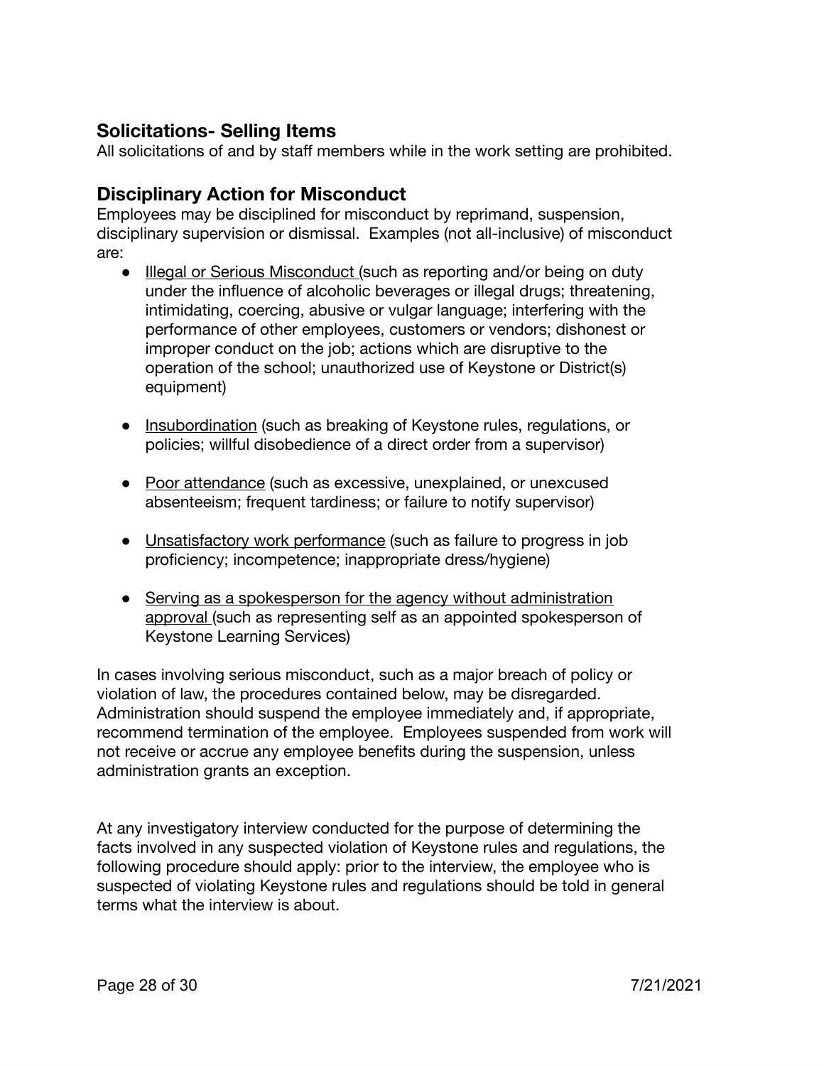## Solicitations- Selling Items

All solicitations of and by staff members while in the work setting are prohibited.

## Disciplinary Action for Misconduct

Employees may be disciplined for misconduct by reprimand, suspension, disciplinary supervision or dismissal. Examples (not all-inclusive) of misconduct are:

- <u>Illegal or Serious Misconduct</u> (such as reporting and/or being on duty under the influence of alcoholic beverages or illegal drugs; threatening, intimidating, coercing, abusive or vulgar language; interfering with the performance of other employees, customers or vendors; dishonest or improper conduct on the job; actions which are disruptive to the operation of the school; unauthorized use of Keystone or District(s) equipment)

- <u>Insubordination</u> (such as breaking of Keystone rules, regulations, or policies; willful disobedience of a direct order from a supervisor)

- <u>Poor attendance</u> (such as excessive, unexplained, or unexcused absenteeism; frequent tardiness; or failure to notify supervisor)

- <u>Unsatisfactory work performance</u> (such as failure to progress in job proficiency; incompetence; inappropriate dress/hygiene)

- <u>Serving as a spokesperson for the agency without administration approval</u> (such as representing self as an appointed spokesperson of Keystone Learning Services)

In cases involving serious misconduct, such as a major breach of policy or violation of law, the procedures contained below, may be disregarded. Administration should suspend the employee immediately and, if appropriate, recommend termination of the employee. Employees suspended from work will not receive or accrue any employee benefits during the suspension, unless administration grants an exception.

At any investigatory interview conducted for the purpose of determining the facts involved in any suspected violation of Keystone rules and regulations, the following procedure should apply: prior to the interview, the employee who is suspected of violating Keystone rules and regulations should be told in general terms what the interview is about.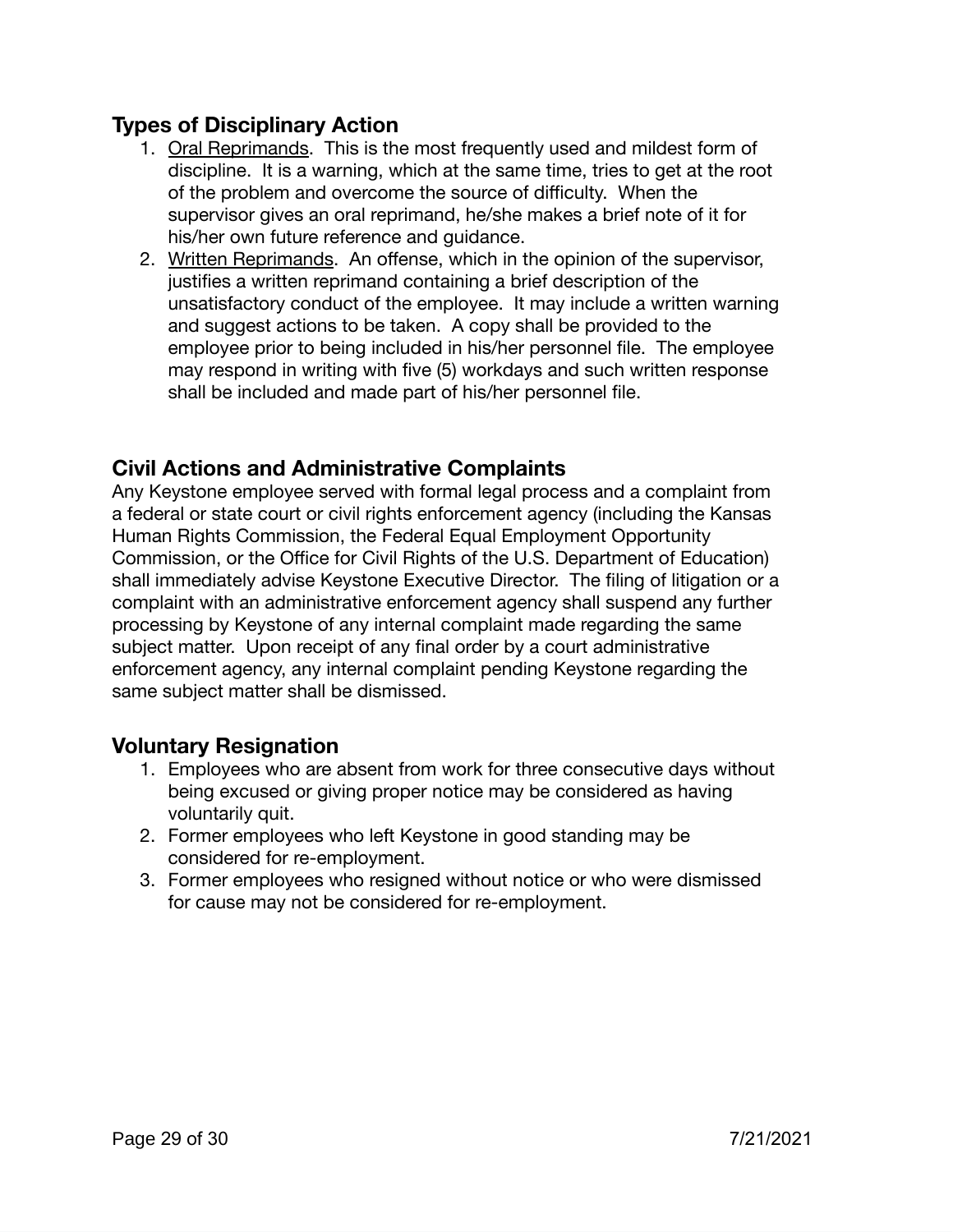## Types of Disciplinary Action

1. Oral Reprimands. This is the most frequently used and mildest form of discipline. It is a warning, which at the same time, tries to get at the root of the problem and overcome the source of difficulty. When the supervisor gives an oral reprimand, he/she makes a brief note of it for his/her own future reference and guidance.
2. Written Reprimands. An offense, which in the opinion of the supervisor, justifies a written reprimand containing a brief description of the unsatisfactory conduct of the employee. It may include a written warning and suggest actions to be taken. A copy shall be provided to the employee prior to being included in his/her personnel file. The employee may respond in writing with five (5) workdays and such written response shall be included and made part of his/her personnel file.

## Civil Actions and Administrative Complaints

Any Keystone employee served with formal legal process and a complaint from a federal or state court or civil rights enforcement agency (including the Kansas Human Rights Commission, the Federal Equal Employment Opportunity Commission, or the Office for Civil Rights of the U.S. Department of Education) shall immediately advise Keystone Executive Director. The filing of litigation or a complaint with an administrative enforcement agency shall suspend any further processing by Keystone of any internal complaint made regarding the same subject matter. Upon receipt of any final order by a court administrative enforcement agency, any internal complaint pending Keystone regarding the same subject matter shall be dismissed.

## Voluntary Resignation

1. Employees who are absent from work for three consecutive days without being excused or giving proper notice may be considered as having voluntarily quit.
2. Former employees who left Keystone in good standing may be considered for re-employment.
3. Former employees who resigned without notice or who were dismissed for cause may not be considered for re-employment.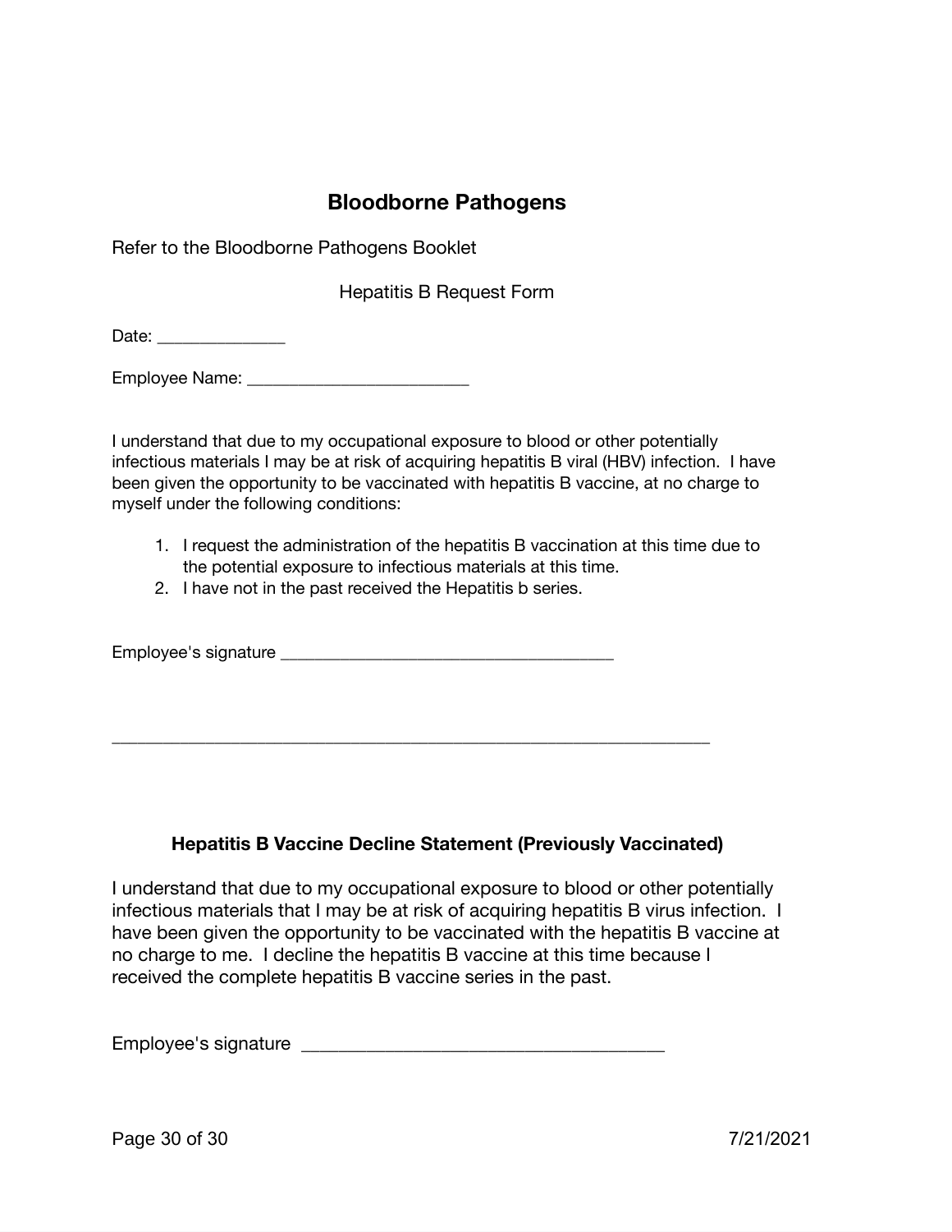## Bloodborne Pathogens

Refer to the Bloodborne Pathogens Booklet

Hepatitis B Request Form

Date: _______________

Employee Name: __________________________

I understand that due to my occupational exposure to blood or other potentially infectious materials I may be at risk of acquiring hepatitis B viral (HBV) infection. I have been given the opportunity to be vaccinated with hepatitis B vaccine, at no charge to myself under the following conditions:

1. I request the administration of the hepatitis B vaccination at this time due to the potential exposure to infectious materials at this time.
2. I have not in the past received the Hepatitis b series.

Employee's signature ________________________________________

---

### Hepatitis B Vaccine Decline Statement (Previously Vaccinated)

I understand that due to my occupational exposure to blood or other potentially infectious materials that I may be at risk of acquiring hepatitis B virus infection. I have been given the opportunity to be vaccinated with the hepatitis B vaccine at no charge to me. I decline the hepatitis B vaccine at this time because I received the complete hepatitis B vaccine series in the past.

Employee's signature ________________________________________